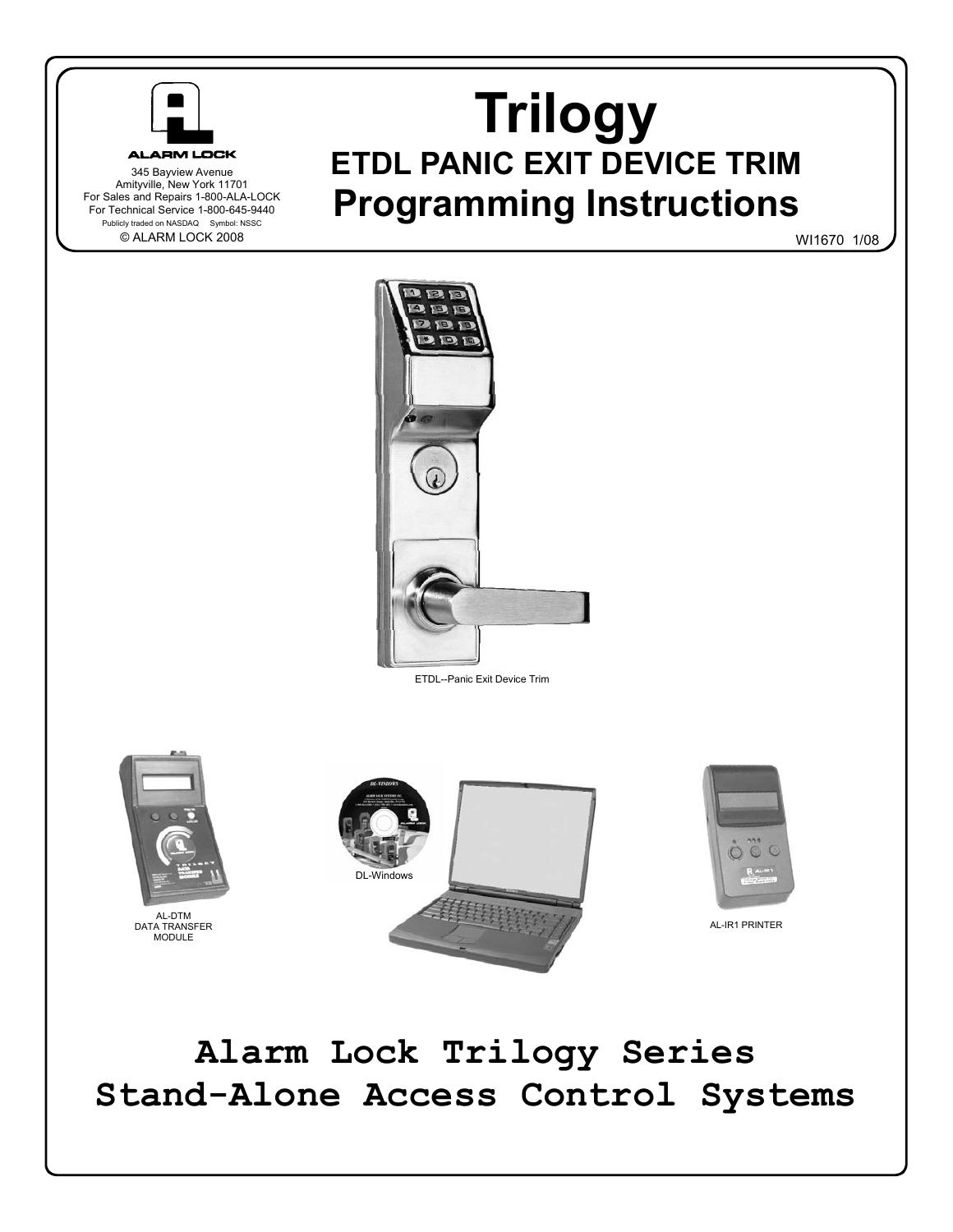ALARM LOCK

345 Bayview Avenue
Amityville, New York 11701
For Sales and Repairs 1-800-ALA-LOCK
For Technical Service 1-800-645-9440
Publicly traded on NASDAQ Symbol: NSSC
© ALARM LOCK 2008

# Trilogy

## ETDL PANIC EXIT DEVICE TRIM

## Programming Instructions

WI1670 1/08

ETDL--Panic Exit Device Trim

AL-DTM
DATA TRANSFER
MODULE

DL-Windows

AL-IR1 PRINTER

# Alarm Lock Trilogy Series
# Stand-Alone Access Control Systems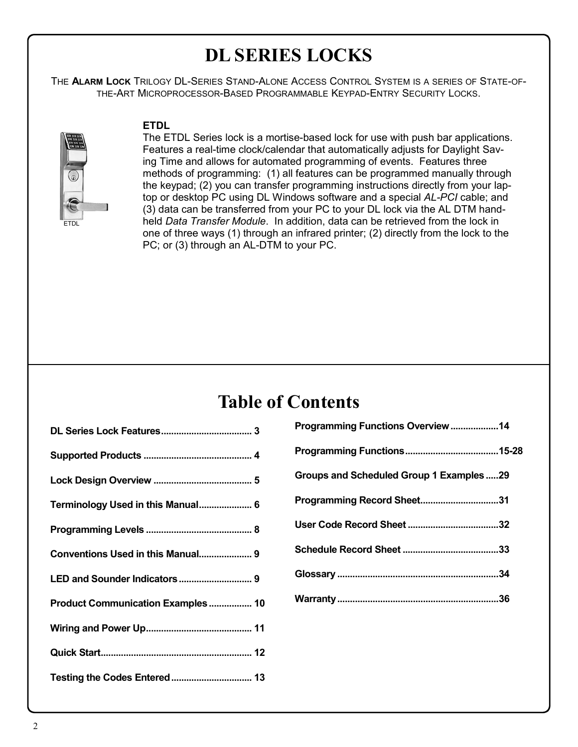# DL SERIES LOCKS

THE **ALARM LOCK** TRILOGY DL-SERIES STAND-ALONE ACCESS CONTROL SYSTEM IS A SERIES OF STATE-OF-THE-ART MICROPROCESSOR-BASED PROGRAMMABLE KEYPAD-ENTRY SECURITY LOCKS.

ETDL

**ETDL**

The ETDL Series lock is a mortise-based lock for use with push bar applications. Features a real-time clock/calendar that automatically adjusts for Daylight Saving Time and allows for automated programming of events. Features three methods of programming: (1) all features can be programmed manually through the keypad; (2) you can transfer programming instructions directly from your laptop or desktop PC using DL Windows software and a special *AL-PCI* cable; and (3) data can be transferred from your PC to your DL lock via the AL DTM hand-held *Data Transfer Module*. In addition, data can be retrieved from the lock in one of three ways (1) through an infrared printer; (2) directly from the lock to the PC; or (3) through an AL-DTM to your PC.

# Table of Contents

**DL Series Lock Features** .................................... 3

**Supported Products** ........................................... 4

**Lock Design Overview** ....................................... 5

**Terminology Used in this Manual** ..................... 6

**Programming Levels** .......................................... 8

**Conventions Used in this Manual** ..................... 9

**LED and Sounder Indicators** ............................. 9

**Product Communication Examples** ................. 10

**Wiring and Power Up** ......................................... 11

**Quick Start** ........................................................... 12

**Testing the Codes Entered** ................................ 13

**Programming Functions Overview** ................... 14

**Programming Functions** ..................................... 15-28

**Groups and Scheduled Group 1 Examples** ..... 29

**Programming Record Sheet** .............................. 31

**User Code Record Sheet** .................................... 32

**Schedule Record Sheet** ...................................... 33

**Glossary** ................................................................ 34

**Warranty** ............................................................... 36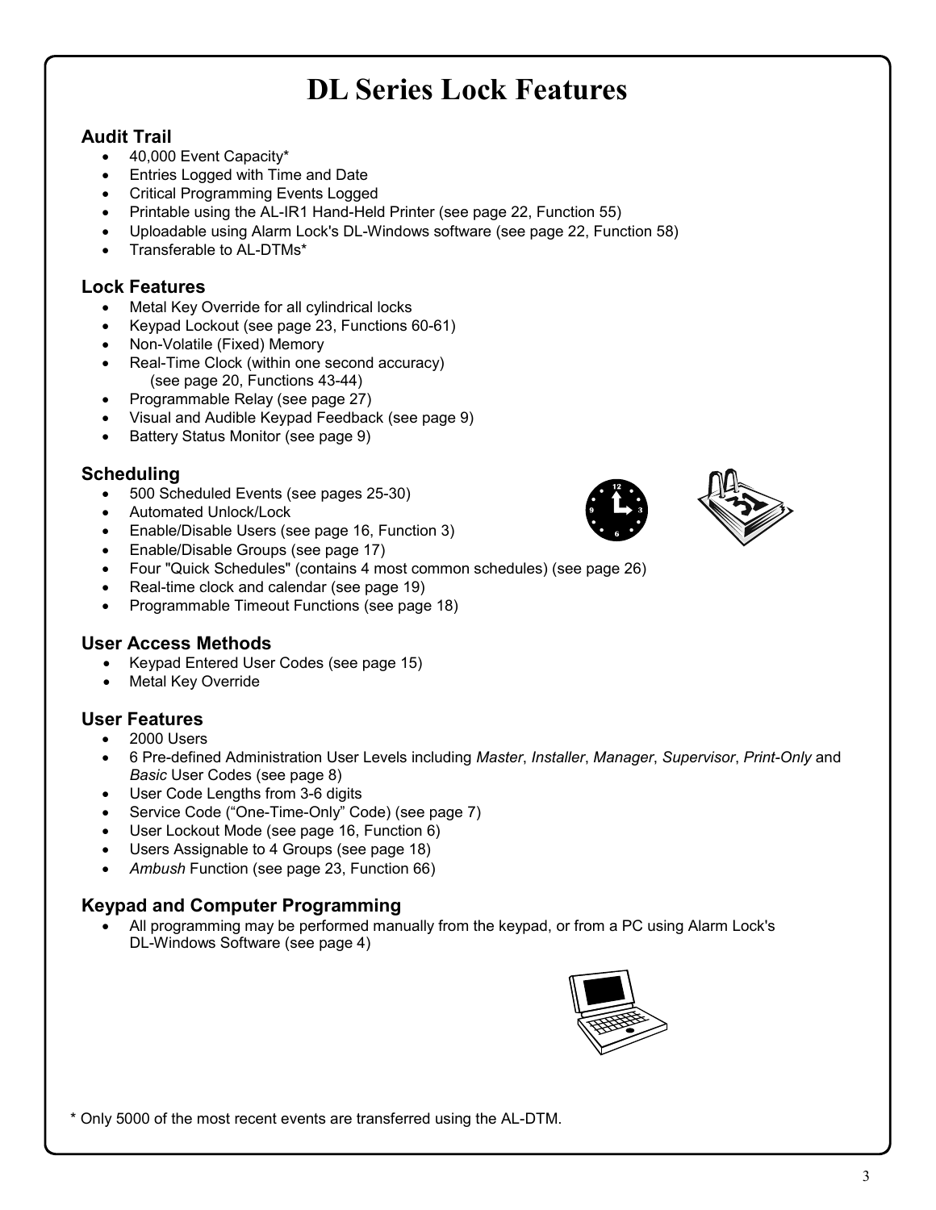# DL Series Lock Features

## Audit Trail

- 40,000 Event Capacity*
- Entries Logged with Time and Date
- Critical Programming Events Logged
- Printable using the AL-IR1 Hand-Held Printer (see page 22, Function 55)
- Uploadable using Alarm Lock's DL-Windows software (see page 22, Function 58)
- Transferable to AL-DTMs*

## Lock Features

- Metal Key Override for all cylindrical locks
- Keypad Lockout (see page 23, Functions 60-61)
- Non-Volatile (Fixed) Memory
- Real-Time Clock (within one second accuracy) (see page 20, Functions 43-44)
- Programmable Relay (see page 27)
- Visual and Audible Keypad Feedback (see page 9)
- Battery Status Monitor (see page 9)

## Scheduling

- 500 Scheduled Events (see pages 25-30)
- Automated Unlock/Lock
- Enable/Disable Users (see page 16, Function 3)
- Enable/Disable Groups (see page 17)
- Four "Quick Schedules" (contains 4 most common schedules) (see page 26)
- Real-time clock and calendar (see page 19)
- Programmable Timeout Functions (see page 18)

## User Access Methods

- Keypad Entered User Codes (see page 15)
- Metal Key Override

## User Features

- 2000 Users
- 6 Pre-defined Administration User Levels including *Master*, *Installer*, *Manager*, *Supervisor*, *Print-Only* and *Basic* User Codes (see page 8)
- User Code Lengths from 3-6 digits
- Service Code ("One-Time-Only" Code) (see page 7)
- User Lockout Mode (see page 16, Function 6)
- Users Assignable to 4 Groups (see page 18)
- *Ambush* Function (see page 23, Function 66)

## Keypad and Computer Programming

- All programming may be performed manually from the keypad, or from a PC using Alarm Lock's DL-Windows Software (see page 4)

\* Only 5000 of the most recent events are transferred using the AL-DTM.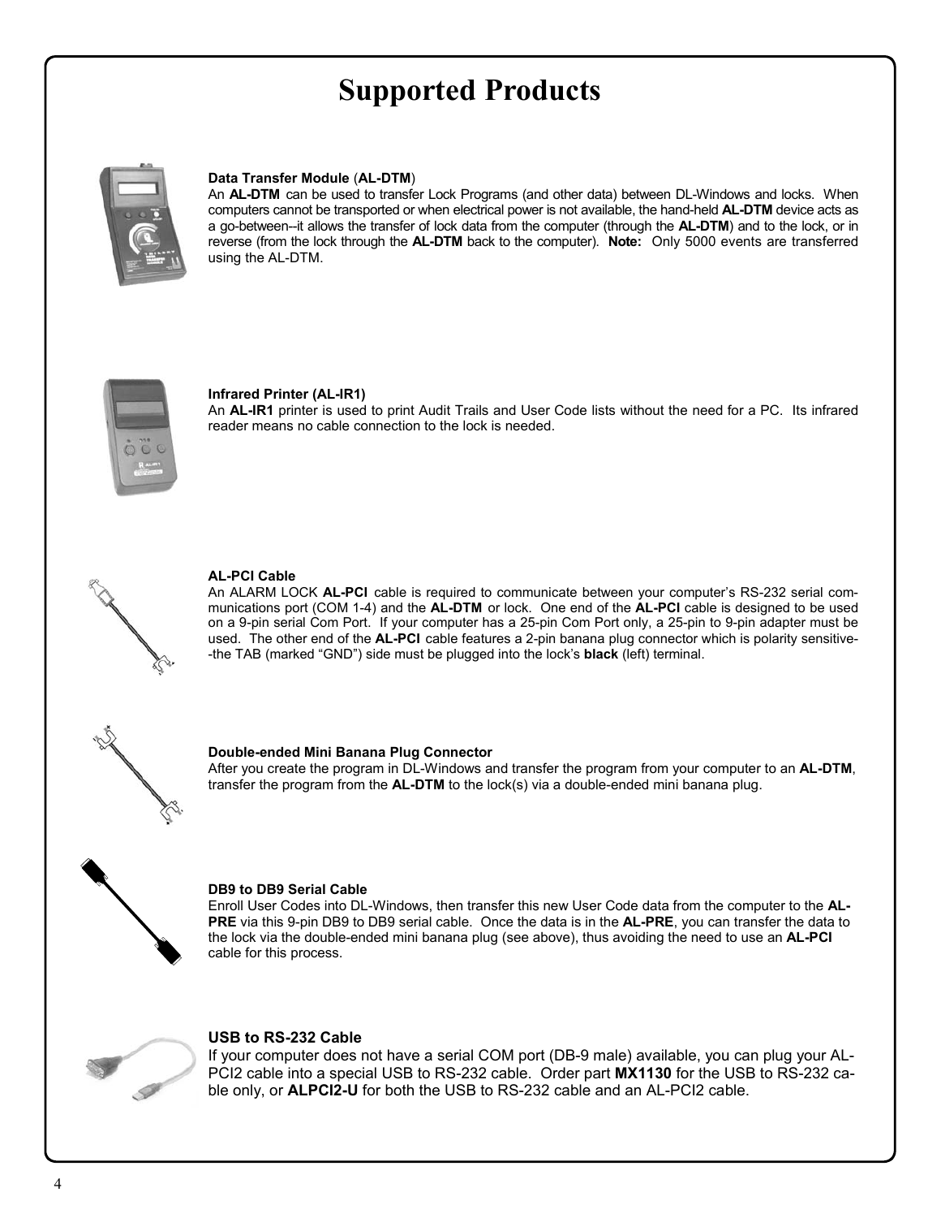# Supported Products

**Data Transfer Module** (**AL-DTM**)

An **AL-DTM** can be used to transfer Lock Programs (and other data) between DL-Windows and locks. When computers cannot be transported or when electrical power is not available, the hand-held **AL-DTM** device acts as a go-between--it allows the transfer of lock data from the computer (through the **AL-DTM**) and to the lock, or in reverse (from the lock through the **AL-DTM** back to the computer). **Note:** Only 5000 events are transferred using the AL-DTM.

**Infrared Printer (AL-IR1)**

An **AL-IR1** printer is used to print Audit Trails and User Code lists without the need for a PC. Its infrared reader means no cable connection to the lock is needed.

**AL-PCI Cable**

An ALARM LOCK **AL-PCI** cable is required to communicate between your computer's RS-232 serial communications port (COM 1-4) and the **AL-DTM** or lock. One end of the **AL-PCI** cable is designed to be used on a 9-pin serial Com Port. If your computer has a 25-pin Com Port only, a 25-pin to 9-pin adapter must be used. The other end of the **AL-PCI** cable features a 2-pin banana plug connector which is polarity sensitive--the TAB (marked "GND") side must be plugged into the lock's **black** (left) terminal.

**Double-ended Mini Banana Plug Connector**

After you create the program in DL-Windows and transfer the program from your computer to an **AL-DTM**, transfer the program from the **AL-DTM** to the lock(s) via a double-ended mini banana plug.

**DB9 to DB9 Serial Cable**

Enroll User Codes into DL-Windows, then transfer this new User Code data from the computer to the **AL-PRE** via this 9-pin DB9 to DB9 serial cable. Once the data is in the **AL-PRE**, you can transfer the data to the lock via the double-ended mini banana plug (see above), thus avoiding the need to use an **AL-PCI** cable for this process.

**USB to RS-232 Cable**

If your computer does not have a serial COM port (DB-9 male) available, you can plug your AL-PCI2 cable into a special USB to RS-232 cable. Order part **MX1130** for the USB to RS-232 cable only, or **ALPCI2-U** for both the USB to RS-232 cable and an AL-PCI2 cable.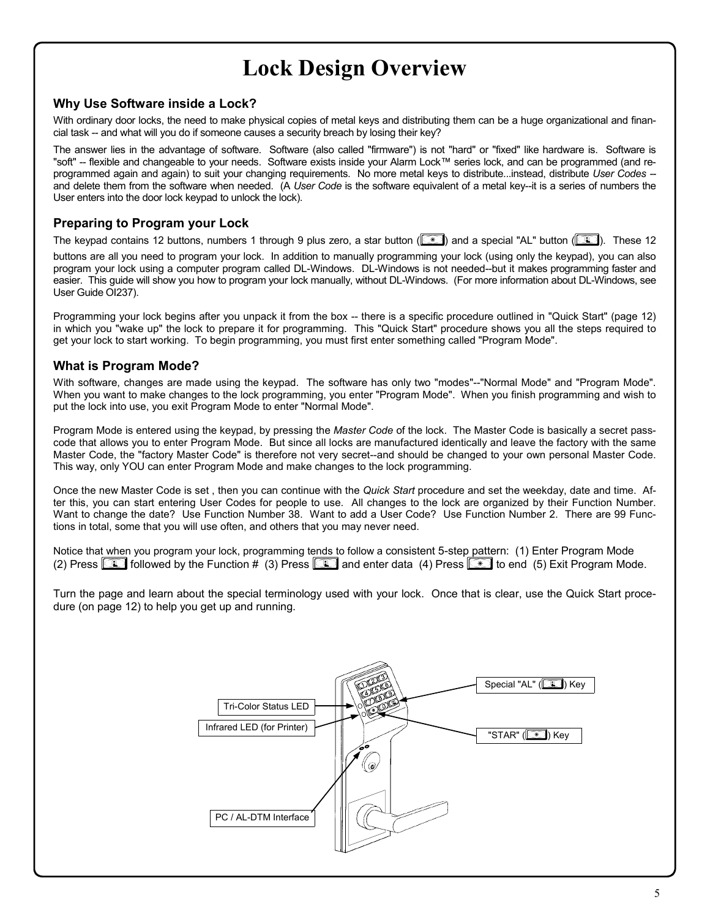# Lock Design Overview

## Why Use Software inside a Lock?

With ordinary door locks, the need to make physical copies of metal keys and distributing them can be a huge organizational and financial task -- and what will you do if someone causes a security breach by losing their key?

The answer lies in the advantage of software. Software (also called "firmware") is not "hard" or "fixed" like hardware is. Software is "soft" -- flexible and changeable to your needs. Software exists inside your Alarm Lock™ series lock, and can be programmed (and re-programmed again and again) to suit your changing requirements. No more metal keys to distribute...instead, distribute *User Codes* -- and delete them from the software when needed. (A *User Code* is the software equivalent of a metal key--it is a series of numbers the User enters into the door lock keypad to unlock the lock).

## Preparing to Program your Lock

The keypad contains 12 buttons, numbers 1 through 9 plus zero, a star button (*) and a special "AL" button (AL). These 12 buttons are all you need to program your lock. In addition to manually programming your lock (using only the keypad), you can also program your lock using a computer program called DL-Windows. DL-Windows is not needed--but it makes programming faster and easier. This guide will show you how to program your lock manually, without DL-Windows. (For more information about DL-Windows, see User Guide OI237).

Programming your lock begins after you unpack it from the box -- there is a specific procedure outlined in "Quick Start" (page 12) in which you "wake up" the lock to prepare it for programming. This "Quick Start" procedure shows you all the steps required to get your lock to start working. To begin programming, you must first enter something called "Program Mode".

## What is Program Mode?

With software, changes are made using the keypad. The software has only two "modes"--"Normal Mode" and "Program Mode". When you want to make changes to the lock programming, you enter "Program Mode". When you finish programming and wish to put the lock into use, you exit Program Mode to enter "Normal Mode".

Program Mode is entered using the keypad, by pressing the *Master Code* of the lock. The Master Code is basically a secret pass-code that allows you to enter Program Mode. But since all locks are manufactured identically and leave the factory with the same Master Code, the "factory Master Code" is therefore not very secret--and should be changed to your own personal Master Code. This way, only YOU can enter Program Mode and make changes to the lock programming.

Once the new Master Code is set , then you can continue with the *Quick Start* procedure and set the weekday, date and time. After this, you can start entering User Codes for people to use. All changes to the lock are organized by their Function Number. Want to change the date? Use Function Number 38. Want to add a User Code? Use Function Number 2. There are 99 Functions in total, some that you will use often, and others that you may never need.

Notice that when you program your lock, programming tends to follow a consistent 5-step pattern: (1) Enter Program Mode (2) Press AL followed by the Function # (3) Press AL and enter data (4) Press * to end (5) Exit Program Mode.

Turn the page and learn about the special terminology used with your lock. Once that is clear, use the Quick Start procedure (on page 12) to help you get up and running.

Special "AL" (AL) Key

Tri-Color Status LED

Infrared LED (for Printer)

"STAR" (*) Key

PC / AL-DTM Interface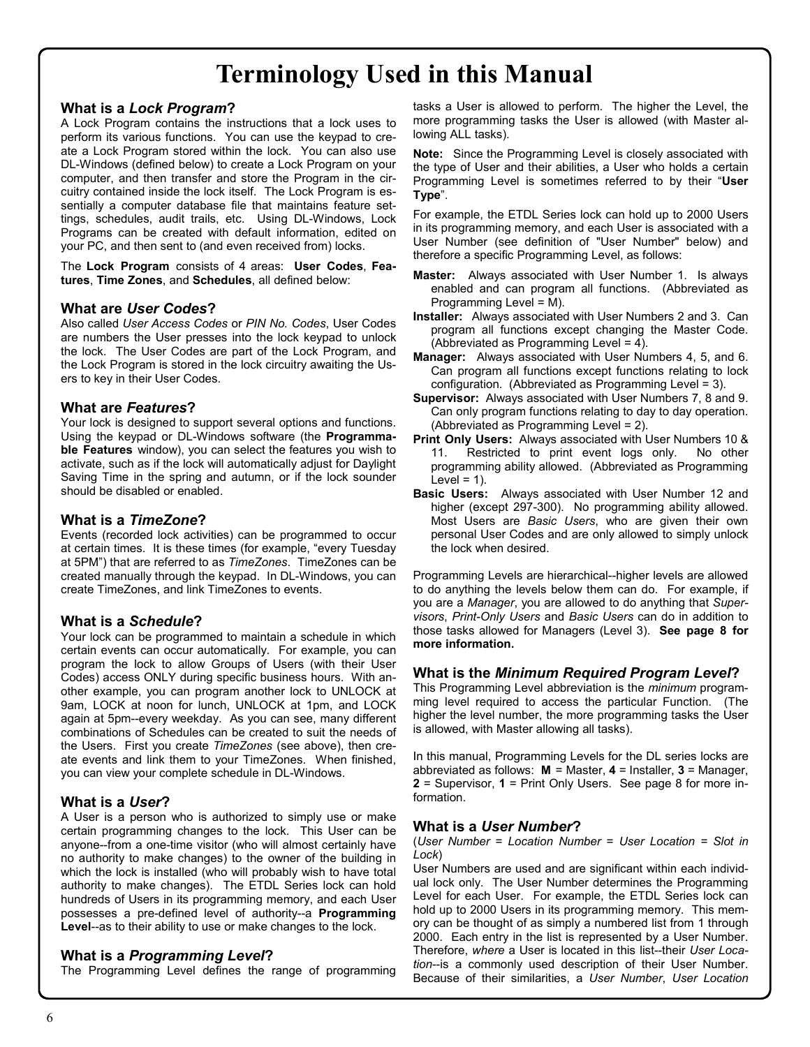# Terminology Used in this Manual

### What is a *Lock Program*?

A Lock Program contains the instructions that a lock uses to perform its various functions. You can use the keypad to create a Lock Program stored within the lock. You can also use DL-Windows (defined below) to create a Lock Program on your computer, and then transfer and store the Program in the circuitry contained inside the lock itself. The Lock Program is essentially a computer database file that maintains feature settings, schedules, audit trails, etc. Using DL-Windows, Lock Programs can be created with default information, edited on your PC, and then sent to (and even received from) locks.

The **Lock Program** consists of 4 areas: **User Codes**, **Features**, **Time Zones**, and **Schedules**, all defined below:

### What are *User Codes*?

Also called *User Access Codes* or *PIN No. Codes*, User Codes are numbers the User presses into the lock keypad to unlock the lock. The User Codes are part of the Lock Program, and the Lock Program is stored in the lock circuitry awaiting the Users to key in their User Codes.

### What are *Features*?

Your lock is designed to support several options and functions. Using the keypad or DL-Windows software (the **Programmable Features** window), you can select the features you wish to activate, such as if the lock will automatically adjust for Daylight Saving Time in the spring and autumn, or if the lock sounder should be disabled or enabled.

### What is a *TimeZone*?

Events (recorded lock activities) can be programmed to occur at certain times. It is these times (for example, "every Tuesday at 5PM") that are referred to as *TimeZones*. TimeZones can be created manually through the keypad. In DL-Windows, you can create TimeZones, and link TimeZones to events.

### What is a *Schedule*?

Your lock can be programmed to maintain a schedule in which certain events can occur automatically. For example, you can program the lock to allow Groups of Users (with their User Codes) access ONLY during specific business hours. With another example, you can program another lock to UNLOCK at 9am, LOCK at noon for lunch, UNLOCK at 1pm, and LOCK again at 5pm--every weekday. As you can see, many different combinations of Schedules can be created to suit the needs of the Users. First you create *TimeZones* (see above), then create events and link them to your TimeZones. When finished, you can view your complete schedule in DL-Windows.

### What is a *User*?

A User is a person who is authorized to simply use or make certain programming changes to the lock. This User can be anyone--from a one-time visitor (who will almost certainly have no authority to make changes) to the owner of the building in which the lock is installed (who will probably wish to have total authority to make changes). The ETDL Series lock can hold hundreds of Users in its programming memory, and each User possesses a pre-defined level of authority--a **Programming Level**--as to their ability to use or make changes to the lock.

### What is a *Programming Level*?

The Programming Level defines the range of programming tasks a User is allowed to perform. The higher the Level, the more programming tasks the User is allowed (with Master allowing ALL tasks).

**Note:** Since the Programming Level is closely associated with the type of User and their abilities, a User who holds a certain Programming Level is sometimes referred to by their "**User Type**".

For example, the ETDL Series lock can hold up to 2000 Users in its programming memory, and each User is associated with a User Number (see definition of "User Number" below) and therefore a specific Programming Level, as follows:

- **Master:** Always associated with User Number 1. Is always enabled and can program all functions. (Abbreviated as Programming Level = M).
- **Installer:** Always associated with User Numbers 2 and 3. Can program all functions except changing the Master Code. (Abbreviated as Programming Level = 4).
- **Manager:** Always associated with User Numbers 4, 5, and 6. Can program all functions except functions relating to lock configuration. (Abbreviated as Programming Level = 3).
- **Supervisor:** Always associated with User Numbers 7, 8 and 9. Can only program functions relating to day to day operation. (Abbreviated as Programming Level = 2).
- **Print Only Users:** Always associated with User Numbers 10 & 11. Restricted to print event logs only. No other programming ability allowed. (Abbreviated as Programming Level = 1).
- **Basic Users:** Always associated with User Number 12 and higher (except 297-300). No programming ability allowed. Most Users are *Basic Users*, who are given their own personal User Codes and are only allowed to simply unlock the lock when desired.

Programming Levels are hierarchical--higher levels are allowed to do anything the levels below them can do. For example, if you are a *Manager*, you are allowed to do anything that *Supervisors*, *Print-Only Users* and *Basic Users* can do in addition to those tasks allowed for Managers (Level 3). **See page 8 for more information.**

### What is the *Minimum Required Program Level*?

This Programming Level abbreviation is the *minimum* programming level required to access the particular Function. (The higher the level number, the more programming tasks the User is allowed, with Master allowing all tasks).

In this manual, Programming Levels for the DL series locks are abbreviated as follows: **M** = Master, **4** = Installer, **3** = Manager, **2** = Supervisor, **1** = Print Only Users. See page 8 for more information.

### What is a *User Number*?

(*User Number = Location Number = User Location = Slot in Lock*)

User Numbers are used and are significant within each individual lock only. The User Number determines the Programming Level for each User. For example, the ETDL Series lock can hold up to 2000 Users in its programming memory. This memory can be thought of as simply a numbered list from 1 through 2000. Each entry in the list is represented by a User Number. Therefore, *where* a User is located in this list--their *User Location*--is a commonly used description of their User Number. Because of their similarities, a *User Number*, *User Location*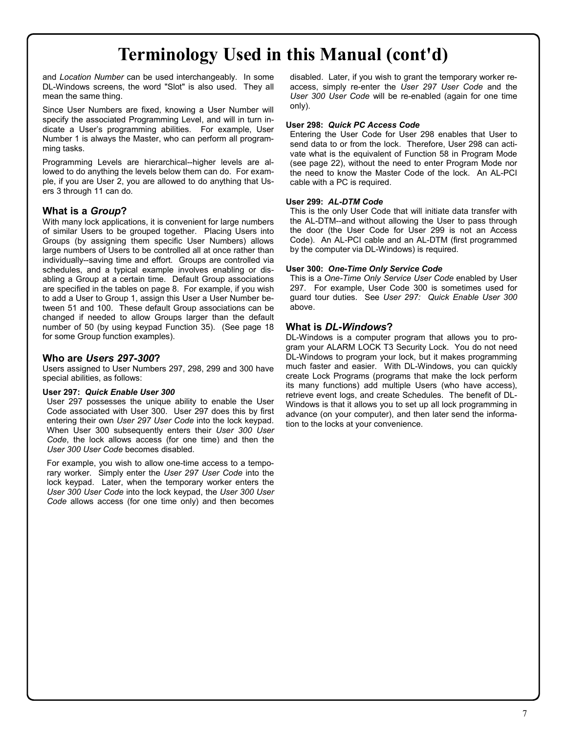# Terminology Used in this Manual (cont'd)

and *Location Number* can be used interchangeably. In some DL-Windows screens, the word "Slot" is also used. They all mean the same thing.

Since User Numbers are fixed, knowing a User Number will specify the associated Programming Level, and will in turn indicate a User's programming abilities. For example, User Number 1 is always the Master, who can perform all programming tasks.

Programming Levels are hierarchical--higher levels are allowed to do anything the levels below them can do. For example, if you are User 2, you are allowed to do anything that Users 3 through 11 can do.

## What is a *Group*?

With many lock applications, it is convenient for large numbers of similar Users to be grouped together. Placing Users into Groups (by assigning them specific User Numbers) allows large numbers of Users to be controlled all at once rather than individually--saving time and effort. Groups are controlled via schedules, and a typical example involves enabling or disabling a Group at a certain time. Default Group associations are specified in the tables on page 8. For example, if you wish to add a User to Group 1, assign this User a User Number between 51 and 100. These default Group associations can be changed if needed to allow Groups larger than the default number of 50 (by using keypad Function 35). (See page 18 for some Group function examples).

## Who are *Users 297-300*?

Users assigned to User Numbers 297, 298, 299 and 300 have special abilities, as follows:

#### User 297: *Quick Enable User 300*

User 297 possesses the unique ability to enable the User Code associated with User 300. User 297 does this by first entering their own *User 297 User Code* into the lock keypad. When User 300 subsequently enters their *User 300 User Code*, the lock allows access (for one time) and then the *User 300 User Code* becomes disabled.

For example, you wish to allow one-time access to a temporary worker. Simply enter the *User 297 User Code* into the lock keypad. Later, when the temporary worker enters the *User 300 User Code* into the lock keypad, the *User 300 User Code* allows access (for one time only) and then becomes disabled. Later, if you wish to grant the temporary worker re-access, simply re-enter the *User 297 User Code* and the *User 300 User Code* will be re-enabled (again for one time only).

#### User 298: *Quick PC Access Code*

Entering the User Code for User 298 enables that User to send data to or from the lock. Therefore, User 298 can activate what is the equivalent of Function 58 in Program Mode (see page 22), without the need to enter Program Mode nor the need to know the Master Code of the lock. An AL-PCI cable with a PC is required.

#### User 299: *AL-DTM Code*

This is the only User Code that will initiate data transfer with the AL-DTM--and without allowing the User to pass through the door (the User Code for User 299 is not an Access Code). An AL-PCI cable and an AL-DTM (first programmed by the computer via DL-Windows) is required.

#### User 300: *One-Time Only Service Code*

This is a *One-Time Only Service User Code* enabled by User 297. For example, User Code 300 is sometimes used for guard tour duties. See *User 297: Quick Enable User 300* above.

## What is *DL-Windows*?

DL-Windows is a computer program that allows you to program your ALARM LOCK T3 Security Lock. You do not need DL-Windows to program your lock, but it makes programming much faster and easier. With DL-Windows, you can quickly create Lock Programs (programs that make the lock perform its many functions) add multiple Users (who have access), retrieve event logs, and create Schedules. The benefit of DL-Windows is that it allows you to set up all lock programming in advance (on your computer), and then later send the information to the locks at your convenience.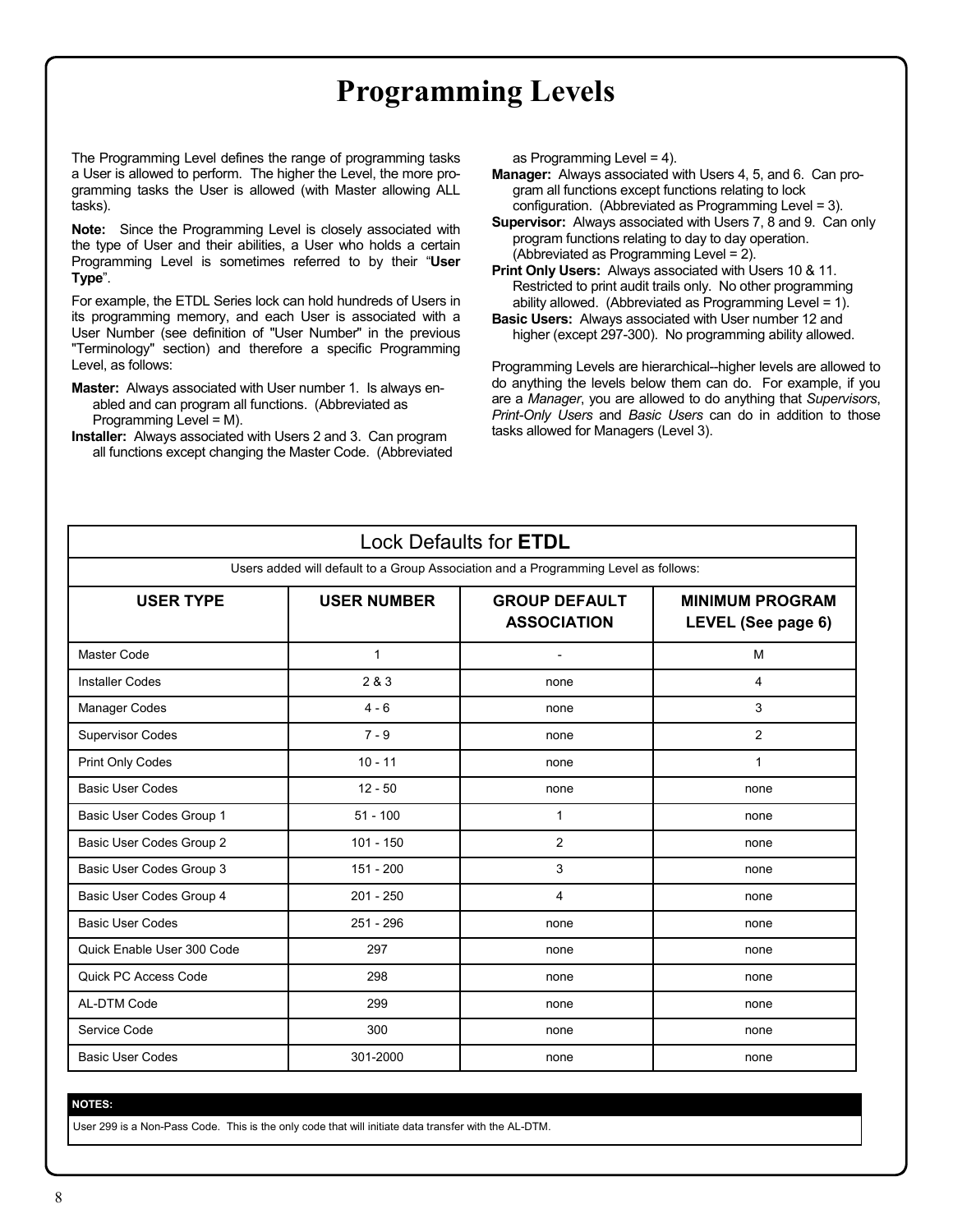# Programming Levels

The Programming Level defines the range of programming tasks a User is allowed to perform. The higher the Level, the more programming tasks the User is allowed (with Master allowing ALL tasks).

**Note:** Since the Programming Level is closely associated with the type of User and their abilities, a User who holds a certain Programming Level is sometimes referred to by their "**User Type**".

For example, the ETDL Series lock can hold hundreds of Users in its programming memory, and each User is associated with a User Number (see definition of "User Number" in the previous "Terminology" section) and therefore a specific Programming Level, as follows:

**Master:** Always associated with User number 1. Is always enabled and can program all functions. (Abbreviated as Programming Level = M).

**Installer:** Always associated with Users 2 and 3. Can program all functions except changing the Master Code. (Abbreviated as Programming Level = 4).

**Manager:** Always associated with Users 4, 5, and 6. Can program all functions except functions relating to lock configuration. (Abbreviated as Programming Level = 3).

**Supervisor:** Always associated with Users 7, 8 and 9. Can only program functions relating to day to day operation. (Abbreviated as Programming Level = 2).

**Print Only Users:** Always associated with Users 10 & 11. Restricted to print audit trails only. No other programming ability allowed. (Abbreviated as Programming Level = 1).

**Basic Users:** Always associated with User number 12 and higher (except 297-300). No programming ability allowed.

Programming Levels are hierarchical--higher levels are allowed to do anything the levels below them can do. For example, if you are a *Manager*, you are allowed to do anything that *Supervisors*, *Print-Only Users* and *Basic Users* can do in addition to those tasks allowed for Managers (Level 3).

Lock Defaults for **ETDL**

Users added will default to a Group Association and a Programming Level as follows:

| USER TYPE | USER NUMBER | GROUP DEFAULT ASSOCIATION | MINIMUM PROGRAM LEVEL (See page 6) |
|---|---|---|---|
| Master Code | 1 | - | M |
| Installer Codes | 2 & 3 | none | 4 |
| Manager Codes | 4 - 6 | none | 3 |
| Supervisor Codes | 7 - 9 | none | 2 |
| Print Only Codes | 10 - 11 | none | 1 |
| Basic User Codes | 12 - 50 | none | none |
| Basic User Codes Group 1 | 51 - 100 | 1 | none |
| Basic User Codes Group 2 | 101 - 150 | 2 | none |
| Basic User Codes Group 3 | 151 - 200 | 3 | none |
| Basic User Codes Group 4 | 201 - 250 | 4 | none |
| Basic User Codes | 251 - 296 | none | none |
| Quick Enable User 300 Code | 297 | none | none |
| Quick PC Access Code | 298 | none | none |
| AL-DTM Code | 299 | none | none |
| Service Code | 300 | none | none |
| Basic User Codes | 301-2000 | none | none |

**NOTES:**

User 299 is a Non-Pass Code. This is the only code that will initiate data transfer with the AL-DTM.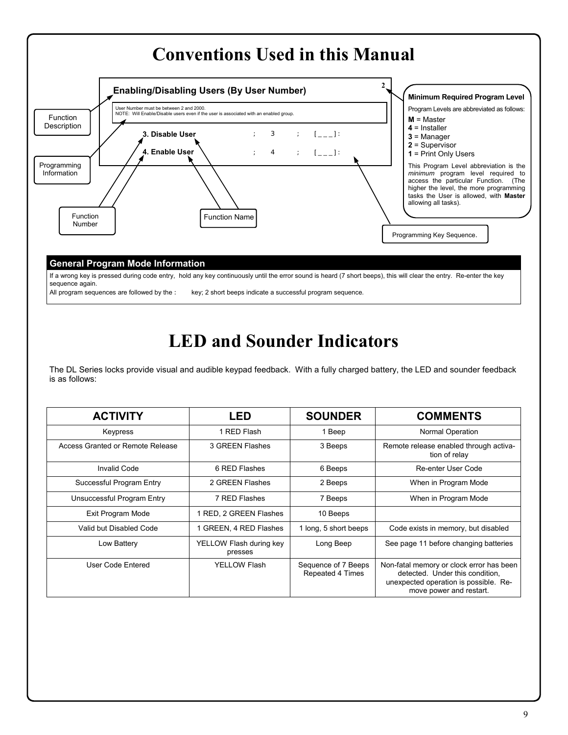# Conventions Used in this Manual

**Enabling/Disabling Users (By User Number)** 2

User Number must be between 2 and 2000.
NOTE: Will Enable/Disable users even if the user is associated with an enabled group.

**3. Disable User** ; 3 ; [_ _ _]:

**4. Enable User** ; 4 ; [_ _ _]:

Function Description

Programming Information

Function Number

Function Name

Programming Key Sequence.

**Minimum Required Program Level**

Program Levels are abbreviated as follows:

**M** = Master
**4** = Installer
**3** = Manager
**2** = Supervisor
**1** = Print Only Users

This Program Level abbreviation is the *minimum* program level required to access the particular Function. (The higher the level, the more programming tasks the User is allowed, with **Master** allowing all tasks).

## General Program Mode Information

If a wrong key is pressed during code entry, hold any key continuously until the error sound is heard (7 short beeps), this will clear the entry. Re-enter the key sequence again.
All program sequences are followed by the : key; 2 short beeps indicate a successful program sequence.

# LED and Sounder Indicators

The DL Series locks provide visual and audible keypad feedback. With a fully charged battery, the LED and sounder feedback is as follows:

| ACTIVITY | LED | SOUNDER | COMMENTS |
|---|---|---|---|
| Keypress | 1 RED Flash | 1 Beep | Normal Operation |
| Access Granted or Remote Release | 3 GREEN Flashes | 3 Beeps | Remote release enabled through activation of relay |
| Invalid Code | 6 RED Flashes | 6 Beeps | Re-enter User Code |
| Successful Program Entry | 2 GREEN Flashes | 2 Beeps | When in Program Mode |
| Unsuccessful Program Entry | 7 RED Flashes | 7 Beeps | When in Program Mode |
| Exit Program Mode | 1 RED, 2 GREEN Flashes | 10 Beeps | |
| Valid but Disabled Code | 1 GREEN, 4 RED Flashes | 1 long, 5 short beeps | Code exists in memory, but disabled |
| Low Battery | YELLOW Flash during key presses | Long Beep | See page 11 before changing batteries |
| User Code Entered | YELLOW Flash | Sequence of 7 Beeps Repeated 4 Times | Non-fatal memory or clock error has been detected. Under this condition, unexpected operation is possible. Remove power and restart. |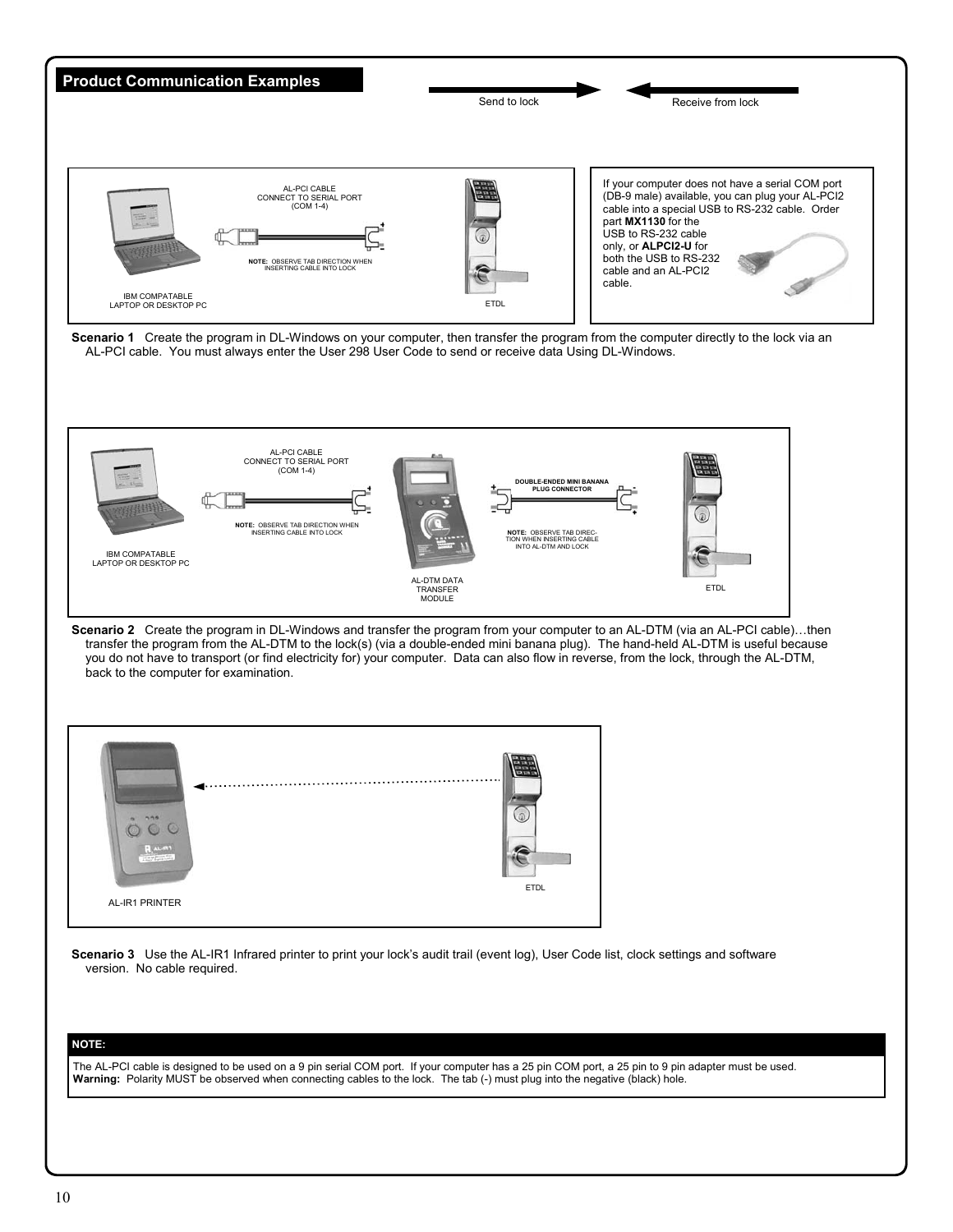## Product Communication Examples

Send to lock — Receive from lock

AL-PCI CABLE
CONNECT TO SERIAL PORT
(COM 1-4)

**NOTE:** OBSERVE TAB DIRECTION WHEN INSERTING CABLE INTO LOCK

IBM COMPATABLE
LAPTOP OR DESKTOP PC

ETDL

If your computer does not have a serial COM port (DB-9 male) available, you can plug your AL-PCI2 cable into a special USB to RS-232 cable. Order part **MX1130** for the USB to RS-232 cable only, or **ALPCI2-U** for both the USB to RS-232 cable and an AL-PCI2 cable.

**Scenario 1** Create the program in DL-Windows on your computer, then transfer the program from the computer directly to the lock via an AL-PCI cable. You must always enter the User 298 User Code to send or receive data Using DL-Windows.

AL-PCI CABLE
CONNECT TO SERIAL PORT
(COM 1-4)

**NOTE:** OBSERVE TAB DIRECTION WHEN INSERTING CABLE INTO LOCK

IBM COMPATABLE
LAPTOP OR DESKTOP PC

AL-DTM DATA
TRANSFER
MODULE

**DOUBLE-ENDED MINI BANANA PLUG CONNECTOR**

**NOTE:** OBSERVE TAB DIRECTION WHEN INSERTING CABLE INTO AL-DTM AND LOCK

ETDL

**Scenario 2** Create the program in DL-Windows and transfer the program from your computer to an AL-DTM (via an AL-PCI cable)…then transfer the program from the AL-DTM to the lock(s) (via a double-ended mini banana plug). The hand-held AL-DTM is useful because you do not have to transport (or find electricity for) your computer. Data can also flow in reverse, from the lock, through the AL-DTM, back to the computer for examination.

AL-IR1 PRINTER

ETDL

**Scenario 3** Use the AL-IR1 Infrared printer to print your lock's audit trail (event log), User Code list, clock settings and software version. No cable required.

**NOTE:**

The AL-PCI cable is designed to be used on a 9 pin serial COM port. If your computer has a 25 pin COM port, a 25 pin to 9 pin adapter must be used.
**Warning:** Polarity MUST be observed when connecting cables to the lock. The tab (-) must plug into the negative (black) hole.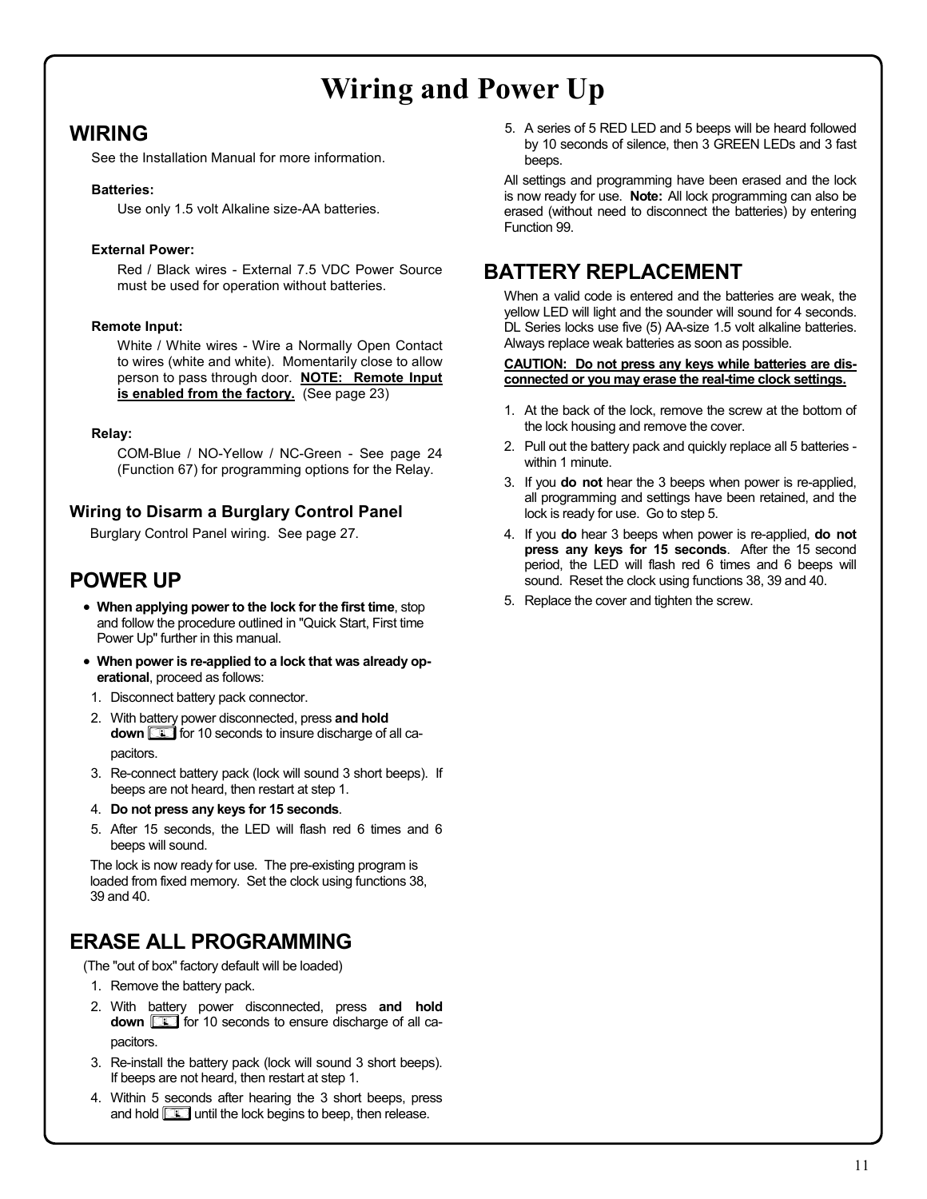# Wiring and Power Up

## WIRING

See the Installation Manual for more information.

**Batteries:**

Use only 1.5 volt Alkaline size-AA batteries.

**External Power:**

Red / Black wires - External 7.5 VDC Power Source must be used for operation without batteries.

**Remote Input:**

White / White wires - Wire a Normally Open Contact to wires (white and white). Momentarily close to allow person to pass through door. **NOTE: Remote Input is enabled from the factory.** (See page 23)

**Relay:**

COM-Blue / NO-Yellow / NC-Green - See page 24 (Function 67) for programming options for the Relay.

### Wiring to Disarm a Burglary Control Panel

Burglary Control Panel wiring. See page 27.

## POWER UP

- **When applying power to the lock for the first time**, stop and follow the procedure outlined in "Quick Start, First time Power Up" further in this manual.
- **When power is re-applied to a lock that was already operational**, proceed as follows:

1. Disconnect battery pack connector.
2. With battery power disconnected, press **and hold down** [key] for 10 seconds to insure discharge of all capacitors.
3. Re-connect battery pack (lock will sound 3 short beeps). If beeps are not heard, then restart at step 1.
4. **Do not press any keys for 15 seconds**.
5. After 15 seconds, the LED will flash red 6 times and 6 beeps will sound.

The lock is now ready for use. The pre-existing program is loaded from fixed memory. Set the clock using functions 38, 39 and 40.

## ERASE ALL PROGRAMMING

(The "out of box" factory default will be loaded)

1. Remove the battery pack.
2. With battery power disconnected, press **and hold down** [key] for 10 seconds to ensure discharge of all capacitors.
3. Re-install the battery pack (lock will sound 3 short beeps). If beeps are not heard, then restart at step 1.
4. Within 5 seconds after hearing the 3 short beeps, press and hold [key] until the lock begins to beep, then release.
5. A series of 5 RED LED and 5 beeps will be heard followed by 10 seconds of silence, then 3 GREEN LEDs and 3 fast beeps.

All settings and programming have been erased and the lock is now ready for use. **Note:** All lock programming can also be erased (without need to disconnect the batteries) by entering Function 99.

## BATTERY REPLACEMENT

When a valid code is entered and the batteries are weak, the yellow LED will light and the sounder will sound for 4 seconds. DL Series locks use five (5) AA-size 1.5 volt alkaline batteries. Always replace weak batteries as soon as possible.

**CAUTION: Do not press any keys while batteries are disconnected or you may erase the real-time clock settings.**

1. At the back of the lock, remove the screw at the bottom of the lock housing and remove the cover.
2. Pull out the battery pack and quickly replace all 5 batteries - within 1 minute.
3. If you **do not** hear the 3 beeps when power is re-applied, all programming and settings have been retained, and the lock is ready for use. Go to step 5.
4. If you **do** hear 3 beeps when power is re-applied, **do not press any keys for 15 seconds**. After the 15 second period, the LED will flash red 6 times and 6 beeps will sound. Reset the clock using functions 38, 39 and 40.
5. Replace the cover and tighten the screw.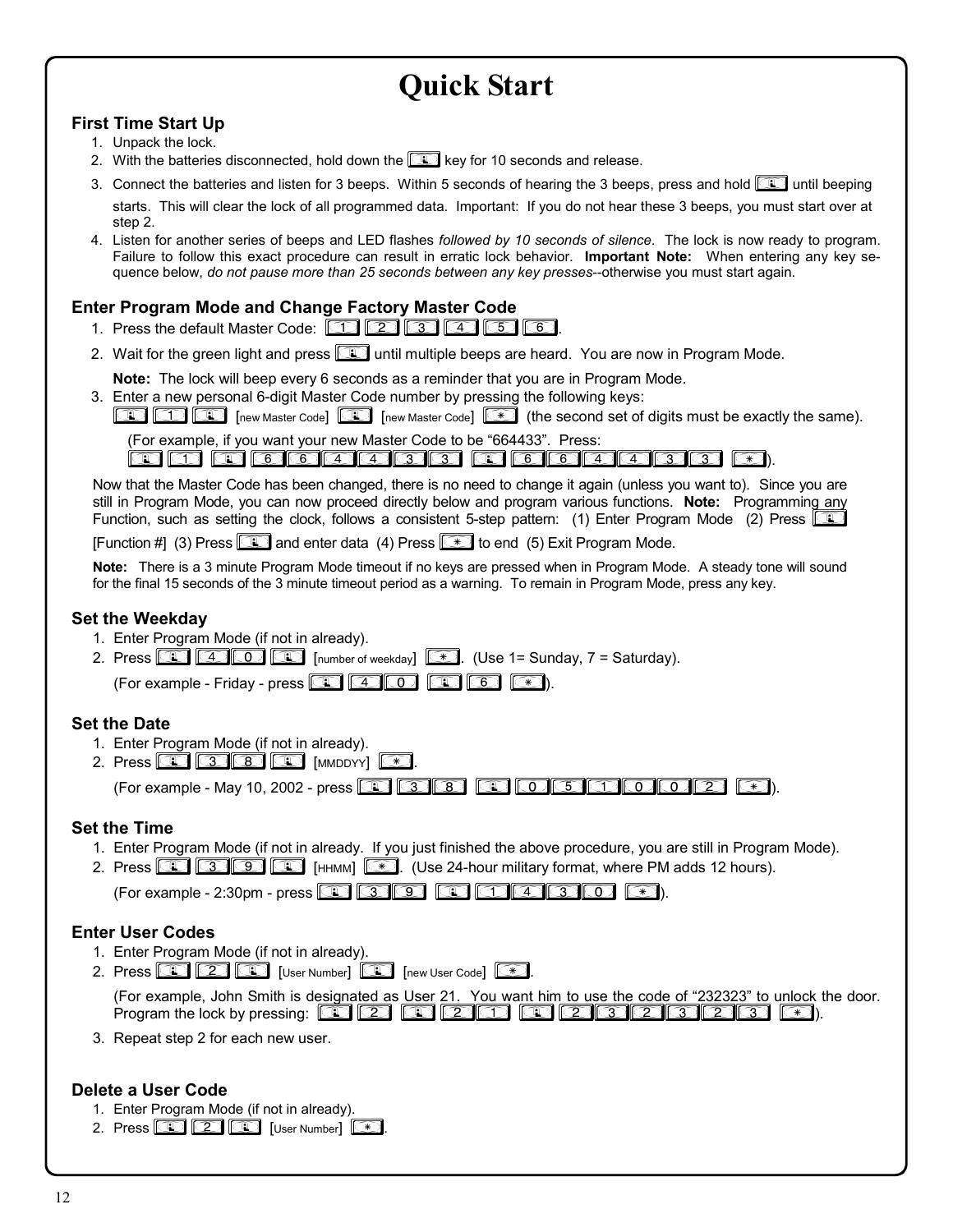# Quick Start

## First Time Start Up

1. Unpack the lock.
2. With the batteries disconnected, hold down the [key] key for 10 seconds and release.
3. Connect the batteries and listen for 3 beeps. Within 5 seconds of hearing the 3 beeps, press and hold [key] until beeping starts. This will clear the lock of all programmed data. Important: If you do not hear these 3 beeps, you must start over at step 2.
4. Listen for another series of beeps and LED flashes *followed by 10 seconds of silence*. The lock is now ready to program. Failure to follow this exact procedure can result in erratic lock behavior. **Important Note:** When entering any key sequence below, *do not pause more than 25 seconds between any key presses*--otherwise you must start again.

## Enter Program Mode and Change Factory Master Code

1. Press the default Master Code: [1] [2] [3] [4] [5] [6].
2. Wait for the green light and press [key] until multiple beeps are heard. You are now in Program Mode.

   **Note:** The lock will beep every 6 seconds as a reminder that you are in Program Mode.
3. Enter a new personal 6-digit Master Code number by pressing the following keys:

   [key] [1] [key] [new Master Code] [key] [new Master Code] [*] (the second set of digits must be exactly the same).

   (For example, if you want your new Master Code to be "664433". Press:

   [key] [1] [key] [6] [6] [4] [4] [3] [3] [key] [6] [6] [4] [4] [3] [3] [*]).

Now that the Master Code has been changed, there is no need to change it again (unless you want to). Since you are still in Program Mode, you can now proceed directly below and program various functions. **Note:** Programming any Function, such as setting the clock, follows a consistent 5-step pattern: (1) Enter Program Mode (2) Press [key] [Function #] (3) Press [key] and enter data (4) Press [*] to end (5) Exit Program Mode.

**Note:** There is a 3 minute Program Mode timeout if no keys are pressed when in Program Mode. A steady tone will sound for the final 15 seconds of the 3 minute timeout period as a warning. To remain in Program Mode, press any key.

## Set the Weekday

1. Enter Program Mode (if not in already).
2. Press [key] [4] [0] [key] [number of weekday] [*]. (Use 1= Sunday, 7 = Saturday).

   (For example - Friday - press [key] [4] [0] [key] [6] [*]).

## Set the Date

1. Enter Program Mode (if not in already).
2. Press [key] [3] [8] [key] [MMDDYY] [*].

   (For example - May 10, 2002 - press [key] [3] [8] [key] [0] [5] [1] [0] [0] [2] [*]).

## Set the Time

1. Enter Program Mode (if not in already. If you just finished the above procedure, you are still in Program Mode).
2. Press [key] [3] [9] [key] [HHMM] [*]. (Use 24-hour military format, where PM adds 12 hours).

   (For example - 2:30pm - press [key] [3] [9] [key] [1] [4] [3] [0] [*]).

## Enter User Codes

1. Enter Program Mode (if not in already).
2. Press [key] [2] [key] [User Number] [key] [new User Code] [*].

   (For example, John Smith is designated as User 21. You want him to use the code of "232323" to unlock the door. Program the lock by pressing: [key] [2] [key] [2] [1] [key] [2] [3] [2] [3] [2] [3] [*]).
3. Repeat step 2 for each new user.

## Delete a User Code

1. Enter Program Mode (if not in already).
2. Press [key] [2] [key] [User Number] [*].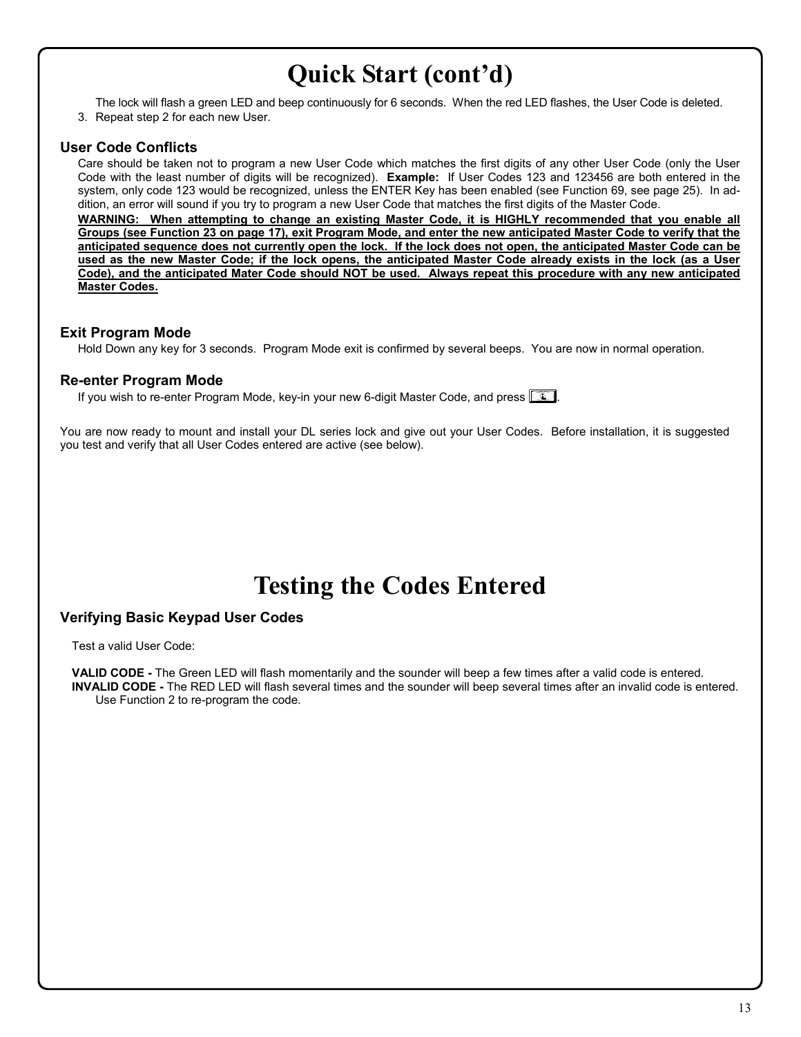# Quick Start (cont'd)

The lock will flash a green LED and beep continuously for 6 seconds. When the red LED flashes, the User Code is deleted.

3. Repeat step 2 for each new User.

### User Code Conflicts

Care should be taken not to program a new User Code which matches the first digits of any other User Code (only the User Code with the least number of digits will be recognized). **Example:** If User Codes 123 and 123456 are both entered in the system, only code 123 would be recognized, unless the ENTER Key has been enabled (see Function 69, see page 25). In addition, an error will sound if you try to program a new User Code that matches the first digits of the Master Code.

**WARNING: When attempting to change an existing Master Code, it is HIGHLY recommended that you enable all Groups (see Function 23 on page 17), exit Program Mode, and enter the new anticipated Master Code to verify that the anticipated sequence does not currently open the lock. If the lock does not open, the anticipated Master Code can be used as the new Master Code; if the lock opens, the anticipated Master Code already exists in the lock (as a User Code), and the anticipated Mater Code should NOT be used. Always repeat this procedure with any new anticipated Master Codes.**

### Exit Program Mode

Hold Down any key for 3 seconds. Program Mode exit is confirmed by several beeps. You are now in normal operation.

### Re-enter Program Mode

If you wish to re-enter Program Mode, key-in your new 6-digit Master Code, and press [key].

You are now ready to mount and install your DL series lock and give out your User Codes. Before installation, it is suggested you test and verify that all User Codes entered are active (see below).

# Testing the Codes Entered

### Verifying Basic Keypad User Codes

Test a valid User Code:

**VALID CODE -** The Green LED will flash momentarily and the sounder will beep a few times after a valid code is entered.
**INVALID CODE -** The RED LED will flash several times and the sounder will beep several times after an invalid code is entered. Use Function 2 to re-program the code.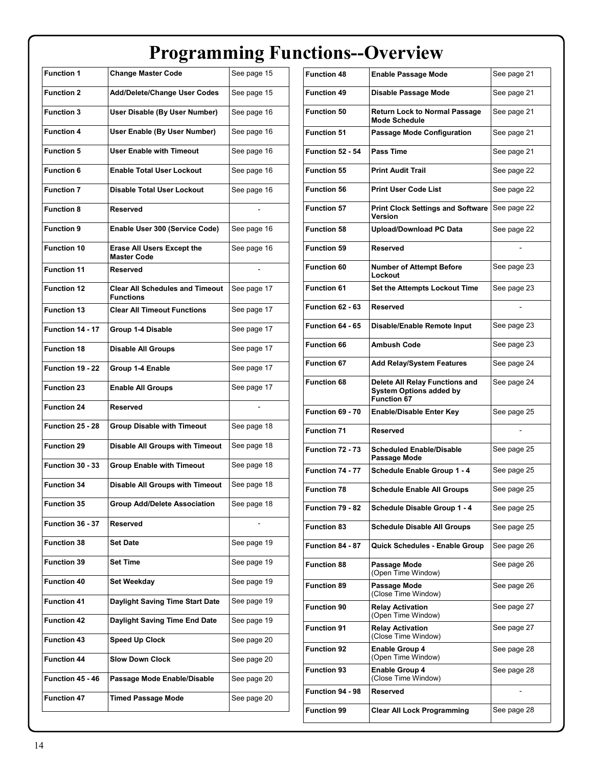# Programming Functions--Overview

| | | |
|---|---|---|
| **Function 1** | **Change Master Code** | See page 15 |
| **Function 2** | **Add/Delete/Change User Codes** | See page 15 |
| **Function 3** | **User Disable (By User Number)** | See page 16 |
| **Function 4** | **User Enable (By User Number)** | See page 16 |
| **Function 5** | **User Enable with Timeout** | See page 16 |
| **Function 6** | **Enable Total User Lockout** | See page 16 |
| **Function 7** | **Disable Total User Lockout** | See page 16 |
| **Function 8** | **Reserved** | - |
| **Function 9** | **Enable User 300 (Service Code)** | See page 16 |
| **Function 10** | **Erase All Users Except the Master Code** | See page 16 |
| **Function 11** | **Reserved** | - |
| **Function 12** | **Clear All Schedules and Timeout Functions** | See page 17 |
| **Function 13** | **Clear All Timeout Functions** | See page 17 |
| **Function 14 - 17** | **Group 1-4 Disable** | See page 17 |
| **Function 18** | **Disable All Groups** | See page 17 |
| **Function 19 - 22** | **Group 1-4 Enable** | See page 17 |
| **Function 23** | **Enable All Groups** | See page 17 |
| **Function 24** | **Reserved** | - |
| **Function 25 - 28** | **Group Disable with Timeout** | See page 18 |
| **Function 29** | **Disable All Groups with Timeout** | See page 18 |
| **Function 30 - 33** | **Group Enable with Timeout** | See page 18 |
| **Function 34** | **Disable All Groups with Timeout** | See page 18 |
| **Function 35** | **Group Add/Delete Association** | See page 18 |
| **Function 36 - 37** | **Reserved** | - |
| **Function 38** | **Set Date** | See page 19 |
| **Function 39** | **Set Time** | See page 19 |
| **Function 40** | **Set Weekday** | See page 19 |
| **Function 41** | **Daylight Saving Time Start Date** | See page 19 |
| **Function 42** | **Daylight Saving Time End Date** | See page 19 |
| **Function 43** | **Speed Up Clock** | See page 20 |
| **Function 44** | **Slow Down Clock** | See page 20 |
| **Function 45 - 46** | **Passage Mode Enable/Disable** | See page 20 |
| **Function 47** | **Timed Passage Mode** | See page 20 |
| **Function 48** | **Enable Passage Mode** | See page 21 |
| **Function 49** | **Disable Passage Mode** | See page 21 |
| **Function 50** | **Return Lock to Normal Passage Mode Schedule** | See page 21 |
| **Function 51** | **Passage Mode Configuration** | See page 21 |
| **Function 52 - 54** | **Pass Time** | See page 21 |
| **Function 55** | **Print Audit Trail** | See page 22 |
| **Function 56** | **Print User Code List** | See page 22 |
| **Function 57** | **Print Clock Settings and Software Version** | See page 22 |
| **Function 58** | **Upload/Download PC Data** | See page 22 |
| **Function 59** | **Reserved** | - |
| **Function 60** | **Number of Attempt Before Lockout** | See page 23 |
| **Function 61** | **Set the Attempts Lockout Time** | See page 23 |
| **Function 62 - 63** | **Reserved** | - |
| **Function 64 - 65** | **Disable/Enable Remote Input** | See page 23 |
| **Function 66** | **Ambush Code** | See page 23 |
| **Function 67** | **Add Relay/System Features** | See page 24 |
| **Function 68** | **Delete All Relay Functions and System Options added by Function 67** | See page 24 |
| **Function 69 - 70** | **Enable/Disable Enter Key** | See page 25 |
| **Function 71** | **Reserved** | - |
| **Function 72 - 73** | **Scheduled Enable/Disable Passage Mode** | See page 25 |
| **Function 74 - 77** | **Schedule Enable Group 1 - 4** | See page 25 |
| **Function 78** | **Schedule Enable All Groups** | See page 25 |
| **Function 79 - 82** | **Schedule Disable Group 1 - 4** | See page 25 |
| **Function 83** | **Schedule Disable All Groups** | See page 25 |
| **Function 84 - 87** | **Quick Schedules - Enable Group** | See page 26 |
| **Function 88** | **Passage Mode** (Open Time Window) | See page 26 |
| **Function 89** | **Passage Mode** (Close Time Window) | See page 26 |
| **Function 90** | **Relay Activation** (Open Time Window) | See page 27 |
| **Function 91** | **Relay Activation** (Close Time Window) | See page 27 |
| **Function 92** | **Enable Group 4** (Open Time Window) | See page 28 |
| **Function 93** | **Enable Group 4** (Close Time Window) | See page 28 |
| **Function 94 - 98** | **Reserved** | - |
| **Function 99** | **Clear All Lock Programming** | See page 28 |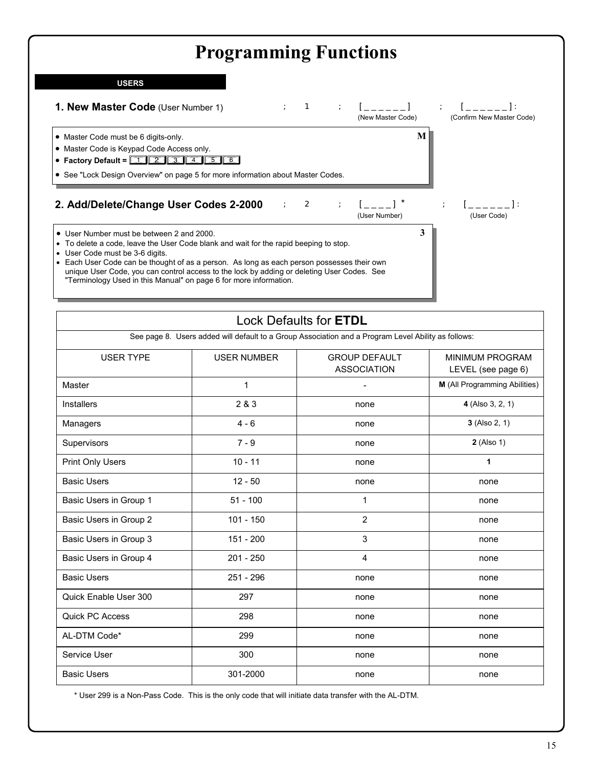# Programming Functions

## USERS

### 1. New Master Code (User Number 1)

; 1 ; [ _ _ _ _ _ _ ] ; [ _ _ _ _ _ _ ] :

(New Master Code) (Confirm New Master Code)

**M**

- Master Code must be 6 digits-only.
- Master Code is Keypad Code Access only.
- **Factory Default =** 1 2 3 4 5 6
- See "Lock Design Overview" on page 5 for more information about Master Codes.

### 2. Add/Delete/Change User Codes 2-2000

; 2 ; [ _ _ _ _ ] * ; [ _ _ _ _ _ _ ] :

(User Number) (User Code)

**3**

- User Number must be between 2 and 2000.
- To delete a code, leave the User Code blank and wait for the rapid beeping to stop.
- User Code must be 3-6 digits.
- Each User Code can be thought of as a person. As long as each person possesses their own unique User Code, you can control access to the lock by adding or deleting User Codes. See "Terminology Used in this Manual" on page 6 for more information.

| Lock Defaults for **ETDL** | | | |
|---|---|---|---|
| See page 8. Users added will default to a Group Association and a Program Level Ability as follows: | | | |
| USER TYPE | USER NUMBER | GROUP DEFAULT ASSOCIATION | MINIMUM PROGRAM LEVEL (see page 6) |
| Master | 1 | - | **M** (All Programming Abilities) |
| Installers | 2 & 3 | none | **4** (Also 3, 2, 1) |
| Managers | 4 - 6 | none | **3** (Also 2, 1) |
| Supervisors | 7 - 9 | none | **2** (Also 1) |
| Print Only Users | 10 - 11 | none | **1** |
| Basic Users | 12 - 50 | none | none |
| Basic Users in Group 1 | 51 - 100 | 1 | none |
| Basic Users in Group 2 | 101 - 150 | 2 | none |
| Basic Users in Group 3 | 151 - 200 | 3 | none |
| Basic Users in Group 4 | 201 - 250 | 4 | none |
| Basic Users | 251 - 296 | none | none |
| Quick Enable User 300 | 297 | none | none |
| Quick PC Access | 298 | none | none |
| AL-DTM Code* | 299 | none | none |
| Service User | 300 | none | none |
| Basic Users | 301-2000 | none | none |

* User 299 is a Non-Pass Code. This is the only code that will initiate data transfer with the AL-DTM.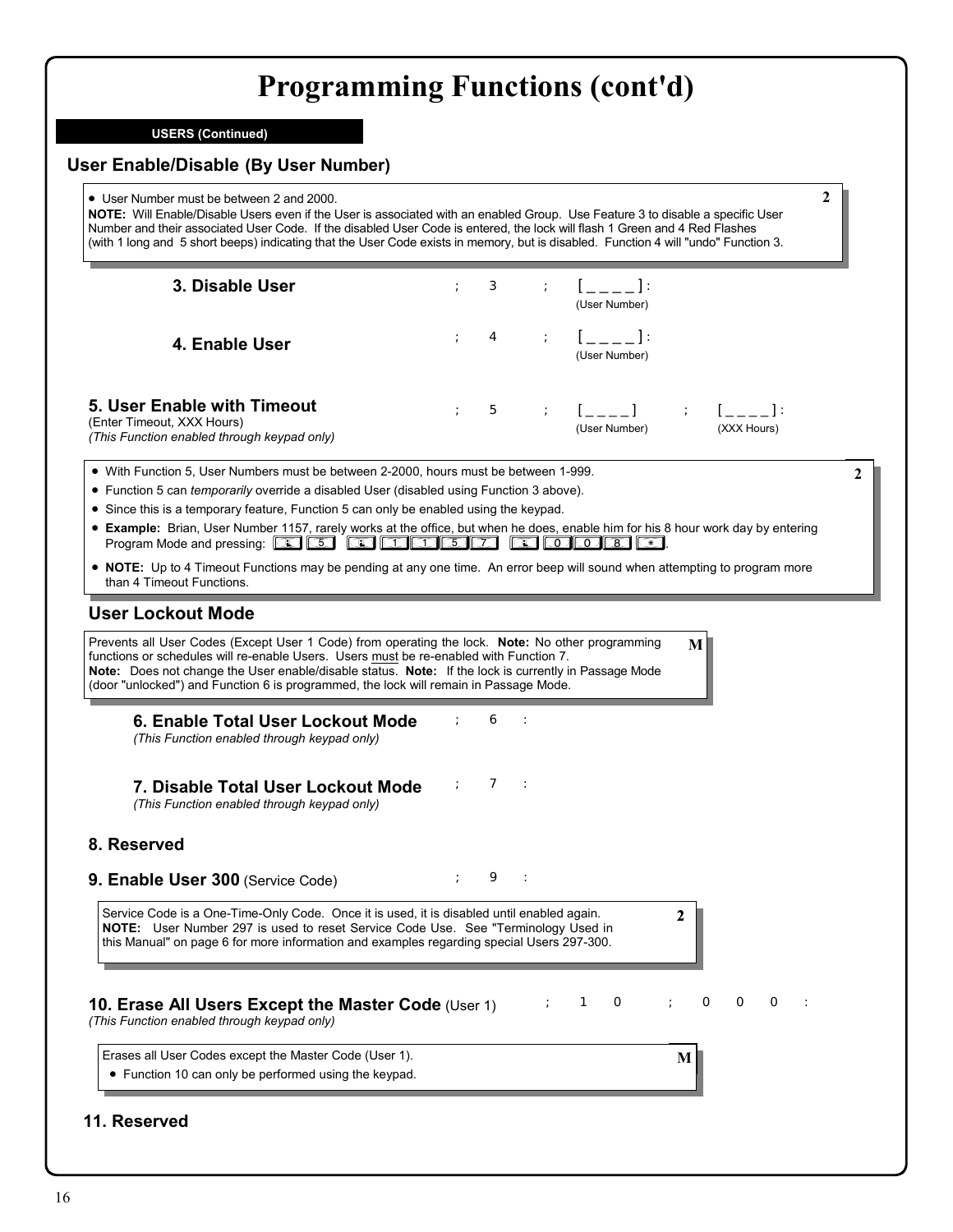# Programming Functions (cont'd)

**USERS (Continued)**

## User Enable/Disable (By User Number)

- User Number must be between 2 and 2000.

**NOTE:** Will Enable/Disable Users even if the User is associated with an enabled Group. Use Feature 3 to disable a specific User Number and their associated User Code. If the disabled User Code is entered, the lock will flash 1 Green and 4 Red Flashes (with 1 long and 5 short beeps) indicating that the User Code exists in memory, but is disabled. Function 4 will "undo" Function 3.

**2**

### 3. Disable User

; 3 ; [_ _ _ _] :
(User Number)

### 4. Enable User

; 4 ; [_ _ _ _] :
(User Number)

### 5. User Enable with Timeout

(Enter Timeout, XXX Hours)
*(This Function enabled through keypad only)*

; 5 ; [_ _ _ _] ; [_ _ _ _] :
(User Number) (XXX Hours)

**2**

- With Function 5, User Numbers must be between 2-2000, hours must be between 1-999.
- Function 5 can *temporarily* override a disabled User (disabled using Function 3 above).
- Since this is a temporary feature, Function 5 can only be enabled using the keypad.
- **Example:** Brian, User Number 1157, rarely works at the office, but when he does, enable him for his 8 hour work day by entering Program Mode and pressing: ; 5 ; 1 1 5 7 ; 0 0 8 *.
- **NOTE:** Up to 4 Timeout Functions may be pending at any one time. An error beep will sound when attempting to program more than 4 Timeout Functions.

## User Lockout Mode

Prevents all User Codes (Except User 1 Code) from operating the lock. **Note:** No other programming functions or schedules will re-enable Users. Users <u>must</u> be re-enabled with Function 7.
**Note:** Does not change the User enable/disable status. **Note:** If the lock is currently in Passage Mode (door "unlocked") and Function 6 is programmed, the lock will remain in Passage Mode.

**M**

### 6. Enable Total User Lockout Mode

*(This Function enabled through keypad only)*

; 6 :

### 7. Disable Total User Lockout Mode

*(This Function enabled through keypad only)*

; 7 :

### 8. Reserved

### 9. Enable User 300 (Service Code)

; 9 :

Service Code is a One-Time-Only Code. Once it is used, it is disabled until enabled again.
**NOTE:** User Number 297 is used to reset Service Code Use. See "Terminology Used in this Manual" on page 6 for more information and examples regarding special Users 297-300.

**2**

### 10. Erase All Users Except the Master Code (User 1)

*(This Function enabled through keypad only)*

; 1 0 ; 0 0 0 :

Erases all User Codes except the Master Code (User 1).

- Function 10 can only be performed using the keypad.

**M**

### 11. Reserved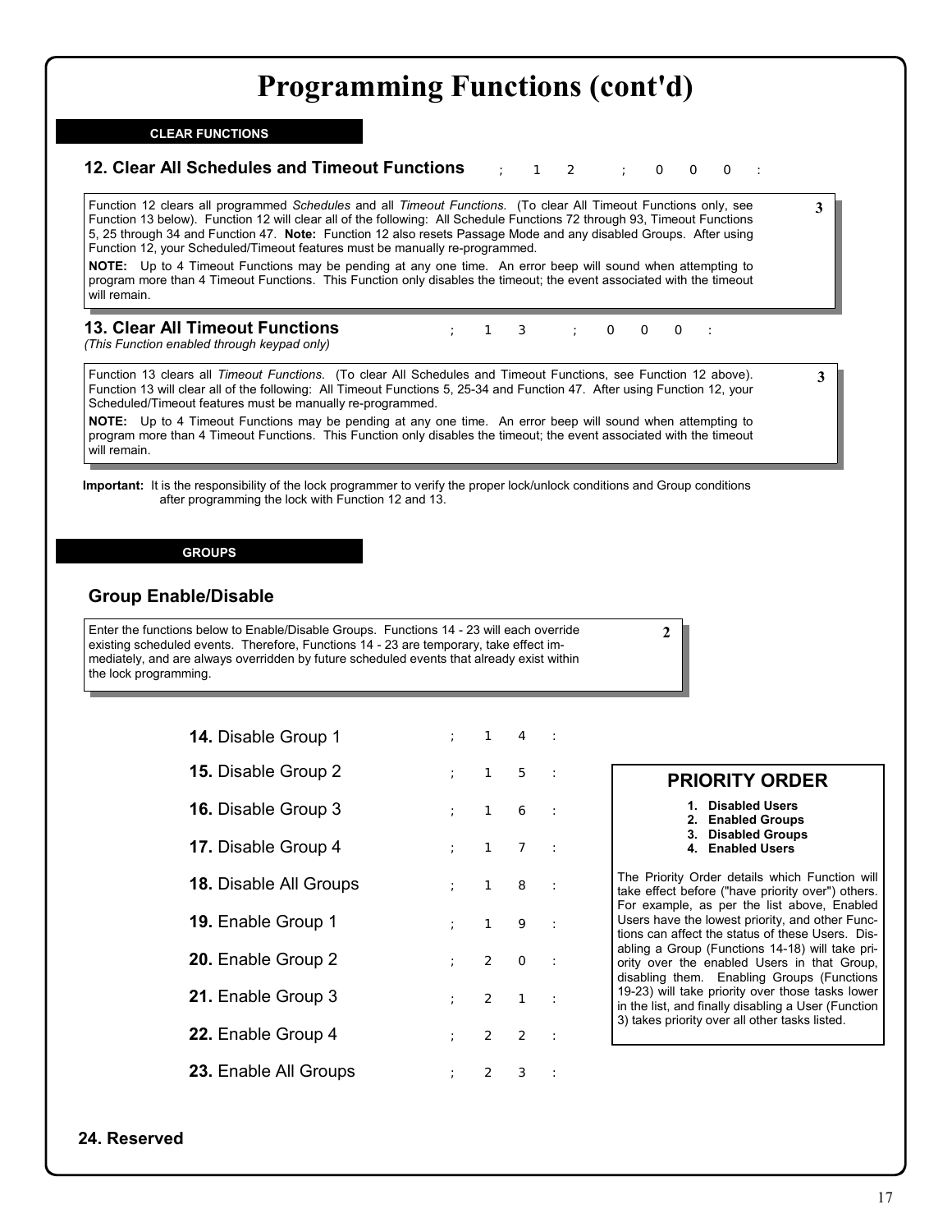# Programming Functions (cont'd)

## CLEAR FUNCTIONS

### 12. Clear All Schedules and Timeout Functions

`; 1 2 ; 0 0 0 :`

3

Function 12 clears all programmed *Schedules* and all *Timeout Functions*. (To clear All Timeout Functions only, see Function 13 below). Function 12 will clear all of the following: All Schedule Functions 72 through 93, Timeout Functions 5, 25 through 34 and Function 47. **Note:** Function 12 also resets Passage Mode and any disabled Groups. After using Function 12, your Scheduled/Timeout features must be manually re-programmed.

**NOTE:** Up to 4 Timeout Functions may be pending at any one time. An error beep will sound when attempting to program more than 4 Timeout Functions. This Function only disables the timeout; the event associated with the timeout will remain.

### 13. Clear All Timeout Functions

*(This Function enabled through keypad only)*

`; 1 3 ; 0 0 0 :`

3

Function 13 clears all *Timeout Functions*. (To clear All Schedules and Timeout Functions, see Function 12 above). Function 13 will clear all of the following: All Timeout Functions 5, 25-34 and Function 47. After using Function 12, your Scheduled/Timeout features must be manually re-programmed.

**NOTE:** Up to 4 Timeout Functions may be pending at any one time. An error beep will sound when attempting to program more than 4 Timeout Functions. This Function only disables the timeout; the event associated with the timeout will remain.

**Important:** It is the responsibility of the lock programmer to verify the proper lock/unlock conditions and Group conditions after programming the lock with Function 12 and 13.

## GROUPS

### Group Enable/Disable

2

Enter the functions below to Enable/Disable Groups. Functions 14 - 23 will each override existing scheduled events. Therefore, Functions 14 - 23 are temporary, take effect immediately, and are always overridden by future scheduled events that already exist within the lock programming.

| Function | Keypad Entry |
|---|---|
| **14.** Disable Group 1 | `; 1 4 :` |
| **15.** Disable Group 2 | `; 1 5 :` |
| **16.** Disable Group 3 | `; 1 6 :` |
| **17.** Disable Group 4 | `; 1 7 :` |
| **18.** Disable All Groups | `; 1 8 :` |
| **19.** Enable Group 1 | `; 1 9 :` |
| **20.** Enable Group 2 | `; 2 0 :` |
| **21.** Enable Group 3 | `; 2 1 :` |
| **22.** Enable Group 4 | `; 2 2 :` |
| **23.** Enable All Groups | `; 2 3 :` |

#### PRIORITY ORDER

1. **Disabled Users**
2. **Enabled Groups**
3. **Disabled Groups**
4. **Enabled Users**

The Priority Order details which Function will take effect before ("have priority over") others. For example, as per the list above, Enabled Users have the lowest priority, and other Functions can affect the status of these Users. Disabling a Group (Functions 14-18) will take priority over the enabled Users in that Group, disabling them. Enabling Groups (Functions 19-23) will take priority over those tasks lower in the list, and finally disabling a User (Function 3) takes priority over all other tasks listed.

### 24. Reserved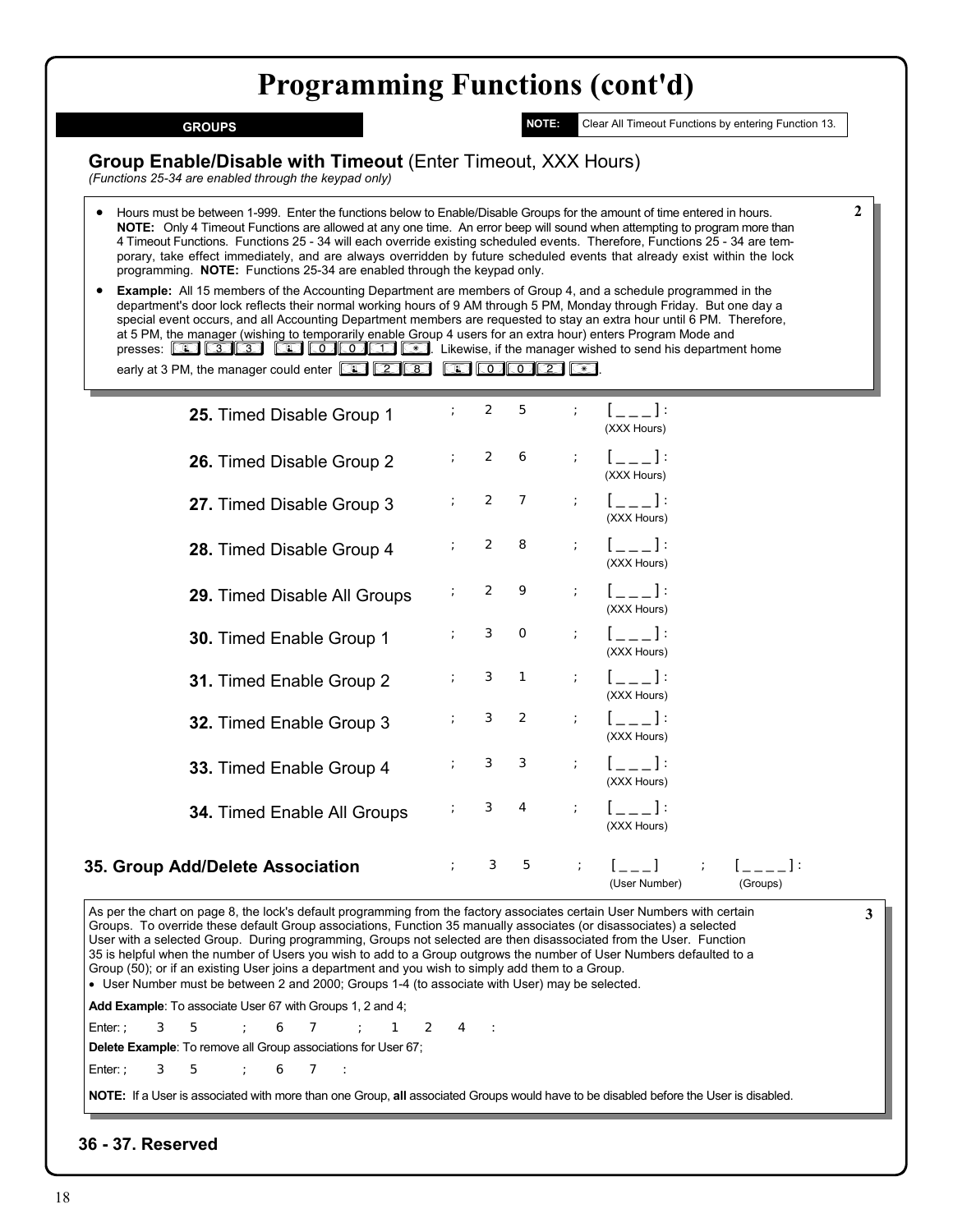# Programming Functions (cont'd)

**GROUPS**

**NOTE:** Clear All Timeout Functions by entering Function 13.

## Group Enable/Disable with Timeout (Enter Timeout, XXX Hours)

*(Functions 25-34 are enabled through the keypad only)*

- Hours must be between 1-999. Enter the functions below to Enable/Disable Groups for the amount of time entered in hours. **NOTE:** Only 4 Timeout Functions are allowed at any one time. An error beep will sound when attempting to program more than 4 Timeout Functions. Functions 25 - 34 will each override existing scheduled events. Therefore, Functions 25 - 34 are temporary, take effect immediately, and are always overridden by future scheduled events that already exist within the lock programming. **NOTE:** Functions 25-34 are enabled through the keypad only.
- **Example:** All 15 members of the Accounting Department are members of Group 4, and a schedule programmed in the department's door lock reflects their normal working hours of 9 AM through 5 PM, Monday through Friday. But one day a special event occurs, and all Accounting Department members are requested to stay an extra hour until 6 PM. Therefore, at 5 PM, the manager (wishing to temporarily enable Group 4 users for an extra hour) enters Program Mode and presses: [;] [3] [3] [;] [0] [0] [1] [*]. Likewise, if the manager wished to send his department home early at 3 PM, the manager could enter [;] [2] [8] [;] [0] [0] [2] [*].

2

| Function | Entry |
|---|---|
| **25.** Timed Disable Group 1 | ; 2 5 ; [ _ _ _ ] : (XXX Hours) |
| **26.** Timed Disable Group 2 | ; 2 6 ; [ _ _ _ ] : (XXX Hours) |
| **27.** Timed Disable Group 3 | ; 2 7 ; [ _ _ _ ] : (XXX Hours) |
| **28.** Timed Disable Group 4 | ; 2 8 ; [ _ _ _ ] : (XXX Hours) |
| **29.** Timed Disable All Groups | ; 2 9 ; [ _ _ _ ] : (XXX Hours) |
| **30.** Timed Enable Group 1 | ; 3 0 ; [ _ _ _ ] : (XXX Hours) |
| **31.** Timed Enable Group 2 | ; 3 1 ; [ _ _ _ ] : (XXX Hours) |
| **32.** Timed Enable Group 3 | ; 3 2 ; [ _ _ _ ] : (XXX Hours) |
| **33.** Timed Enable Group 4 | ; 3 3 ; [ _ _ _ ] : (XXX Hours) |
| **34.** Timed Enable All Groups | ; 3 4 ; [ _ _ _ ] : (XXX Hours) |

## 35. Group Add/Delete Association

; 3 5 ; [ _ _ _ ] (User Number) ; [ _ _ _ _ ] : (Groups)

As per the chart on page 8, the lock's default programming from the factory associates certain User Numbers with certain Groups. To override these default Group associations, Function 35 manually associates (or disassociates) a selected User with a selected Group. During programming, Groups not selected are then disassociated from the User. Function 35 is helpful when the number of Users you wish to add to a Group outgrows the number of User Numbers defaulted to a Group (50); or if an existing User joins a department and you wish to simply add them to a Group.

- User Number must be between 2 and 2000; Groups 1-4 (to associate with User) may be selected.

3

**Add Example**: To associate User 67 with Groups 1, 2 and 4;

Enter: ; 3 5 ; 6 7 ; 1 2 4 :

**Delete Example**: To remove all Group associations for User 67;

Enter: ; 3 5 ; 6 7 :

**NOTE:** If a User is associated with more than one Group, **all** associated Groups would have to be disabled before the User is disabled.

## 36 - 37. Reserved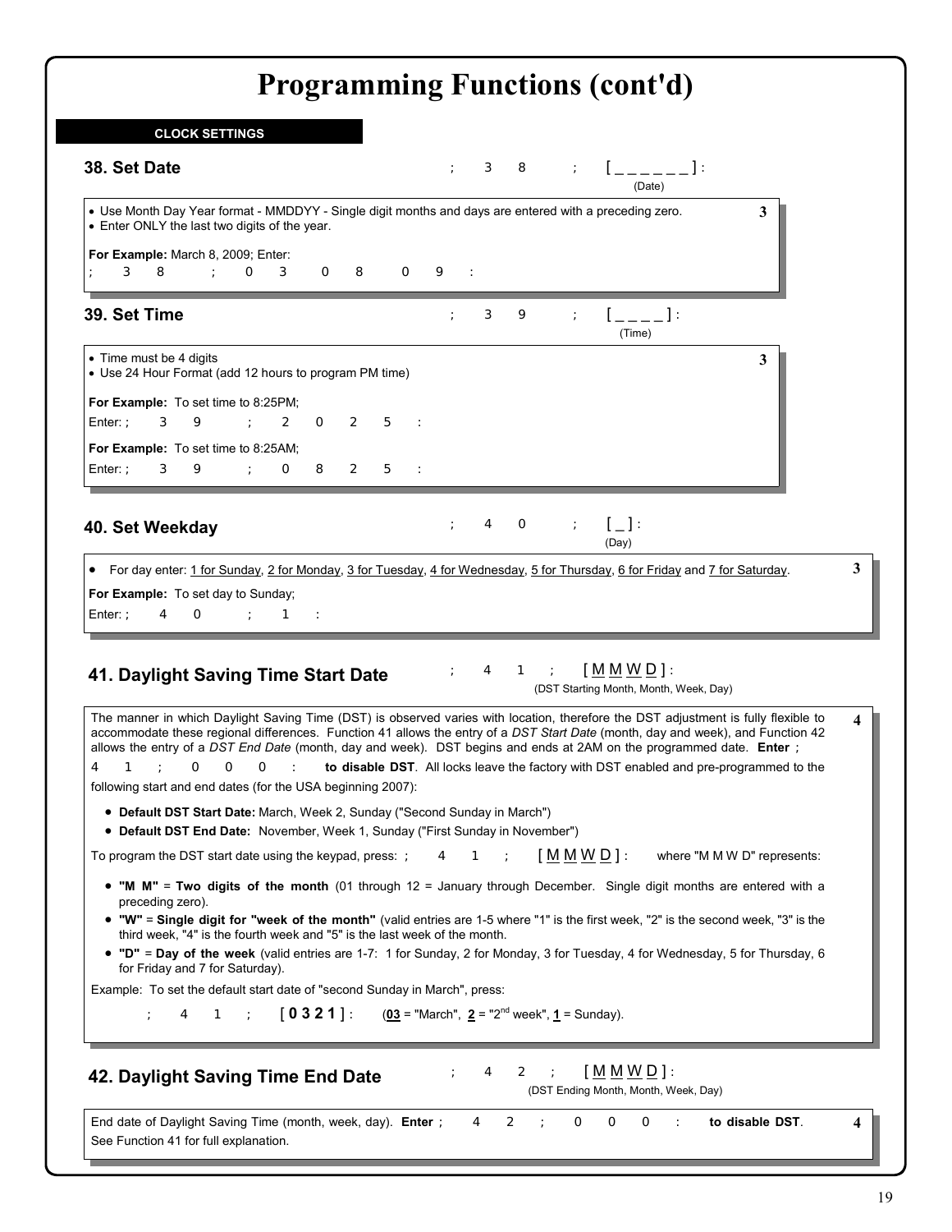# Programming Functions (cont'd)

**CLOCK SETTINGS**

### 38. Set Date

; 3 8 ; [ _ _ _ _ _ _ ] :
(Date)

- Use Month Day Year format - MMDDYY - Single digit months and days are entered with a preceding zero.
- Enter ONLY the last two digits of the year.

**For Example:** March 8, 2009; Enter:
; 3 8 ; 0 3 0 8 0 9 :

3

### 39. Set Time

; 3 9 ; [ _ _ _ _ ] :
(Time)

- Time must be 4 digits
- Use 24 Hour Format (add 12 hours to program PM time)

**For Example:** To set time to 8:25PM;
Enter: ; 3 9 ; 2 0 2 5 :

**For Example:** To set time to 8:25AM;
Enter: ; 3 9 ; 0 8 2 5 :

3

### 40. Set Weekday

; 4 0 ; [ _ ] :
(Day)

- For day enter: 1 for Sunday, 2 for Monday, 3 for Tuesday, 4 for Wednesday, 5 for Thursday, 6 for Friday and 7 for Saturday.

**For Example:** To set day to Sunday;
Enter: ; 4 0 ; 1 :

3

### 41. Daylight Saving Time Start Date

; 4 1 ; [ M M W D ] :
(DST Starting Month, Month, Week, Day)

The manner in which Daylight Saving Time (DST) is observed varies with location, therefore the DST adjustment is fully flexible to accommodate these regional differences. Function 41 allows the entry of a *DST Start Date* (month, day and week), and Function 42 allows the entry of a *DST End Date* (month, day and week). DST begins and ends at 2AM on the programmed date. **Enter** ; 4 1 ; 0 0 0 : **to disable DST**. All locks leave the factory with DST enabled and pre-programmed to the following start and end dates (for the USA beginning 2007):

- **Default DST Start Date:** March, Week 2, Sunday ("Second Sunday in March")
- **Default DST End Date:** November, Week 1, Sunday ("First Sunday in November")

To program the DST start date using the keypad, press: ; 4 1 ; [ M M W D ] : where "M M W D" represents:

- **"M M"** = **Two digits of the month** (01 through 12 = January through December. Single digit months are entered with a preceding zero).
- **"W"** = **Single digit for "week of the month"** (valid entries are 1-5 where "1" is the first week, "2" is the second week, "3" is the third week, "4" is the fourth week and "5" is the last week of the month.
- **"D"** = **Day of the week** (valid entries are 1-7: 1 for Sunday, 2 for Monday, 3 for Tuesday, 4 for Wednesday, 5 for Thursday, 6 for Friday and 7 for Saturday).

Example: To set the default start date of "second Sunday in March", press:

; 4 1 ; [ **0 3 2 1** ] : (**03** = "March", **2** = "2nd week", **1** = Sunday).

4

### 42. Daylight Saving Time End Date

; 4 2 ; [ M M W D ] :
(DST Ending Month, Month, Week, Day)

End date of Daylight Saving Time (month, week, day). **Enter** ; 4 2 ; 0 0 0 : **to disable DST**. See Function 41 for full explanation.

4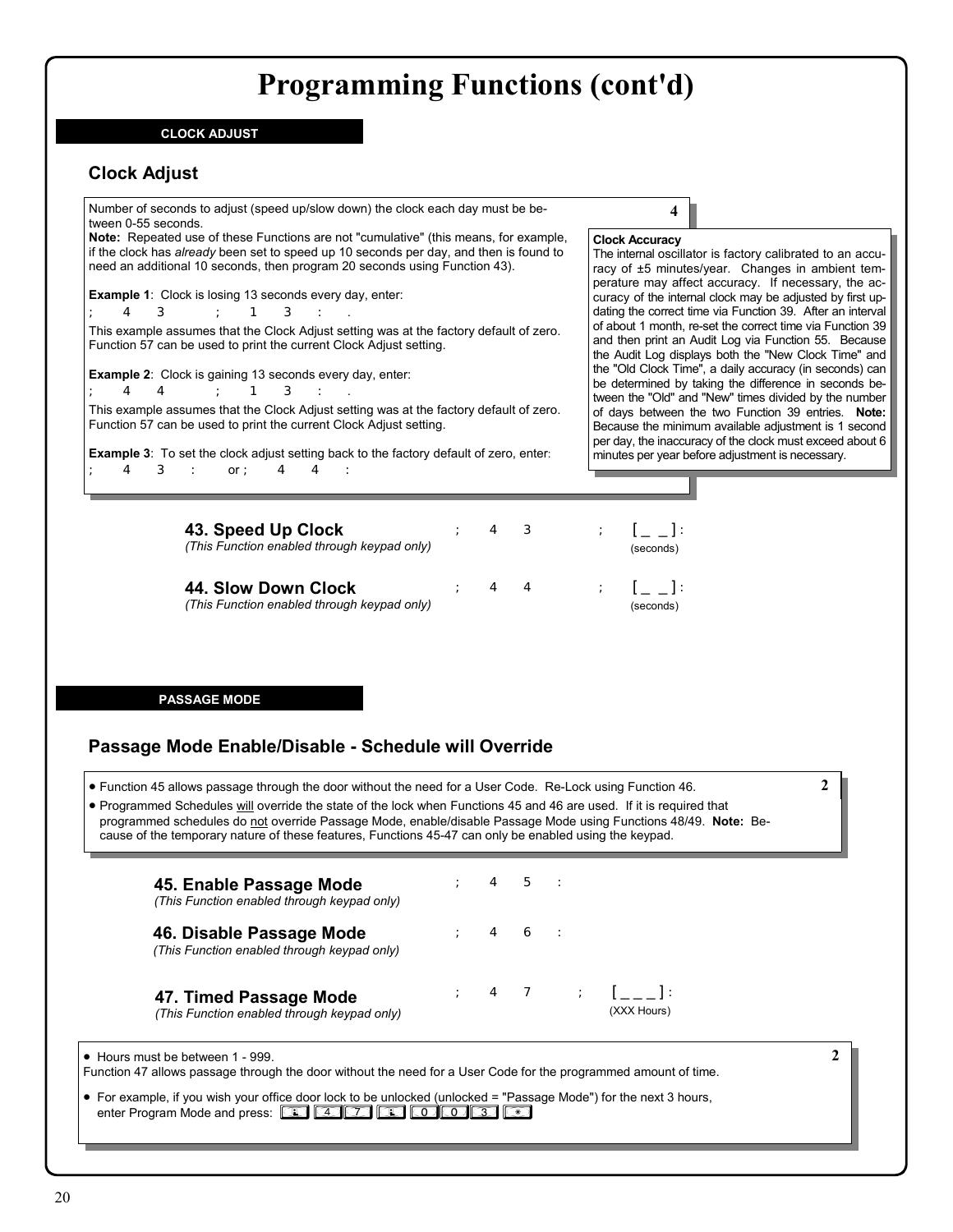# Programming Functions (cont'd)

**CLOCK ADJUST**

## Clock Adjust

Number of seconds to adjust (speed up/slow down) the clock each day must be between 0-55 seconds.

**Note:** Repeated use of these Functions are not "cumulative" (this means, for example, if the clock has *already* been set to speed up 10 seconds per day, and then is found to need an additional 10 seconds, then program 20 seconds using Function 43).

**Example 1**: Clock is losing 13 seconds every day, enter:

; 4 3 ; 1 3 : .

This example assumes that the Clock Adjust setting was at the factory default of zero. Function 57 can be used to print the current Clock Adjust setting.

**Example 2**: Clock is gaining 13 seconds every day, enter:

; 4 4 ; 1 3 : .

This example assumes that the Clock Adjust setting was at the factory default of zero. Function 57 can be used to print the current Clock Adjust setting.

**Example 3**: To set the clock adjust setting back to the factory default of zero, enter:

; 4 3 : or ; 4 4 :

4

**Clock Accuracy**

The internal oscillator is factory calibrated to an accuracy of ±5 minutes/year. Changes in ambient temperature may affect accuracy. If necessary, the accuracy of the internal clock may be adjusted by first updating the correct time via Function 39. After an interval of about 1 month, re-set the correct time via Function 39 and then print an Audit Log via Function 55. Because the Audit Log displays both the "New Clock Time" and the "Old Clock Time", a daily accuracy (in seconds) can be determined by taking the difference in seconds between the "Old" and "New" times divided by the number of days between the two Function 39 entries. **Note:** Because the minimum available adjustment is 1 second per day, the inaccuracy of the clock must exceed about 6 minutes per year before adjustment is necessary.

**43. Speed Up Clock** ; 4 3 ; [ _ _ ] :
*(This Function enabled through keypad only)* (seconds)

**44. Slow Down Clock** ; 4 4 ; [ _ _ ] :
*(This Function enabled through keypad only)* (seconds)

**PASSAGE MODE**

## Passage Mode Enable/Disable - Schedule will Override

- Function 45 allows passage through the door without the need for a User Code. Re-Lock using Function 46.
- Programmed Schedules will override the state of the lock when Functions 45 and 46 are used. If it is required that programmed schedules do not override Passage Mode, enable/disable Passage Mode using Functions 48/49. **Note:** Because of the temporary nature of these features, Functions 45-47 can only be enabled using the keypad.

2

**45. Enable Passage Mode** ; 4 5 :
*(This Function enabled through keypad only)*

**46. Disable Passage Mode** ; 4 6 :
*(This Function enabled through keypad only)*

**47. Timed Passage Mode** ; 4 7 ; [ _ _ _ ] :
*(This Function enabled through keypad only)* (XXX Hours)

- Hours must be between 1 - 999.

Function 47 allows passage through the door without the need for a User Code for the programmed amount of time.

- For example, if you wish your office door lock to be unlocked (unlocked = "Passage Mode") for the next 3 hours, enter Program Mode and press: [;] [4] [7] [;] [0] [0] [3] [*]

2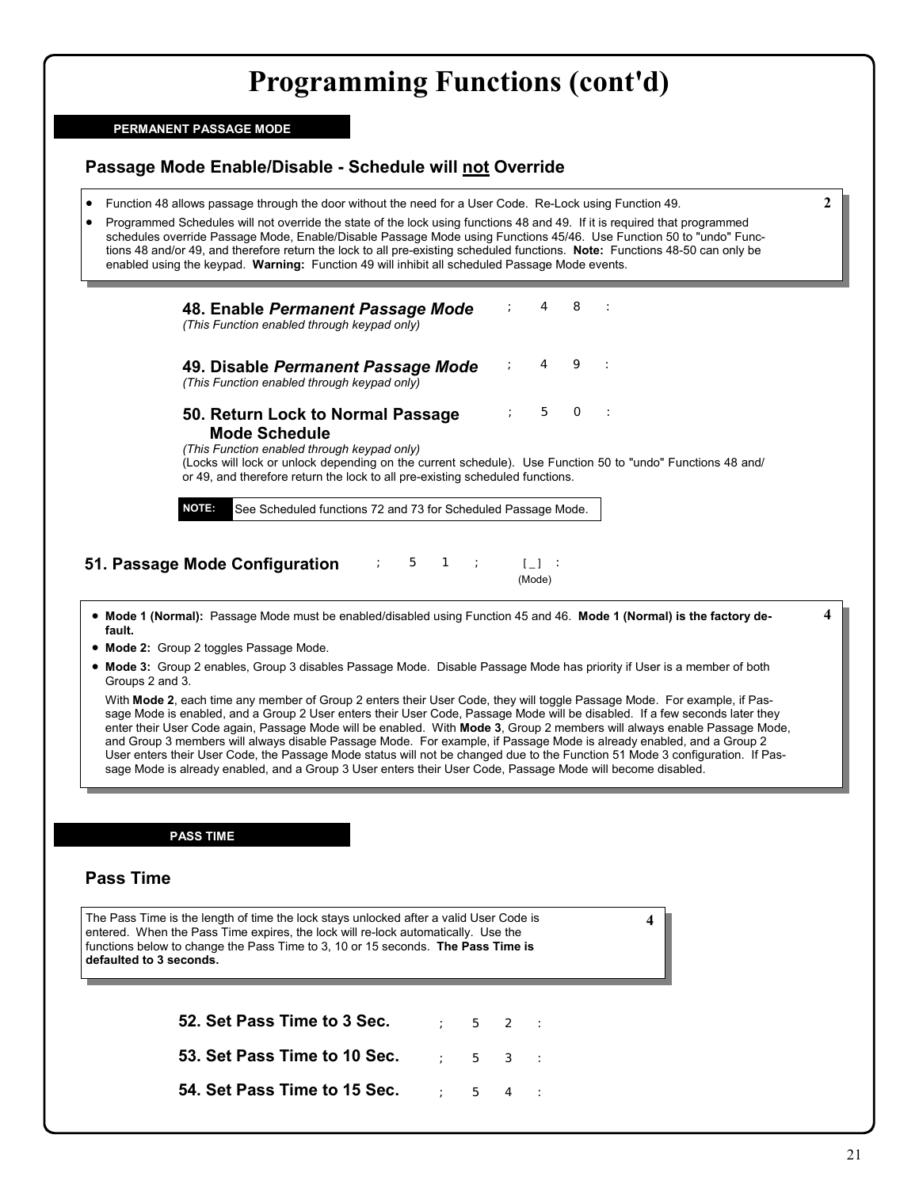# Programming Functions (cont'd)

**PERMANENT PASSAGE MODE**

## Passage Mode Enable/Disable - Schedule will not Override

- Function 48 allows passage through the door without the need for a User Code. Re-Lock using Function 49.
- Programmed Schedules will not override the state of the lock using functions 48 and 49. If it is required that programmed schedules override Passage Mode, Enable/Disable Passage Mode using Functions 45/46. Use Function 50 to "undo" Functions 48 and/or 49, and therefore return the lock to all pre-existing scheduled functions. **Note:** Functions 48-50 can only be enabled using the keypad. **Warning:** Function 49 will inhibit all scheduled Passage Mode events.

2

### 48. Enable *Permanent Passage Mode*

*(This Function enabled through keypad only)*

; 4 8 :

### 49. Disable *Permanent Passage Mode*

*(This Function enabled through keypad only)*

; 4 9 :

### 50. Return Lock to Normal Passage Mode Schedule

*(This Function enabled through keypad only)*

; 5 0 :

(Locks will lock or unlock depending on the current schedule). Use Function 50 to "undo" Functions 48 and/or 49, and therefore return the lock to all pre-existing scheduled functions.

**NOTE:** See Scheduled functions 72 and 73 for Scheduled Passage Mode.

### 51. Passage Mode Configuration

; 5 1 ; [_] :
(Mode)

- **Mode 1 (Normal):** Passage Mode must be enabled/disabled using Function 45 and 46. **Mode 1 (Normal) is the factory default.**
- **Mode 2:** Group 2 toggles Passage Mode.
- **Mode 3:** Group 2 enables, Group 3 disables Passage Mode. Disable Passage Mode has priority if User is a member of both Groups 2 and 3.

With **Mode 2**, each time any member of Group 2 enters their User Code, they will toggle Passage Mode. For example, if Passage Mode is enabled, and a Group 2 User enters their User Code, Passage Mode will be disabled. If a few seconds later they enter their User Code again, Passage Mode will be enabled. With **Mode 3**, Group 2 members will always enable Passage Mode, and Group 3 members will always disable Passage Mode. For example, if Passage Mode is already enabled, and a Group 2 User enters their User Code, the Passage Mode status will not be changed due to the Function 51 Mode 3 configuration. If Passage Mode is already enabled, and a Group 3 User enters their User Code, Passage Mode will become disabled.

4

**PASS TIME**

## Pass Time

The Pass Time is the length of time the lock stays unlocked after a valid User Code is entered. When the Pass Time expires, the lock will re-lock automatically. Use the functions below to change the Pass Time to 3, 10 or 15 seconds. **The Pass Time is defaulted to 3 seconds.**

4

### 52. Set Pass Time to 3 Sec.

; 5 2 :

### 53. Set Pass Time to 10 Sec.

; 5 3 :

### 54. Set Pass Time to 15 Sec.

; 5 4 :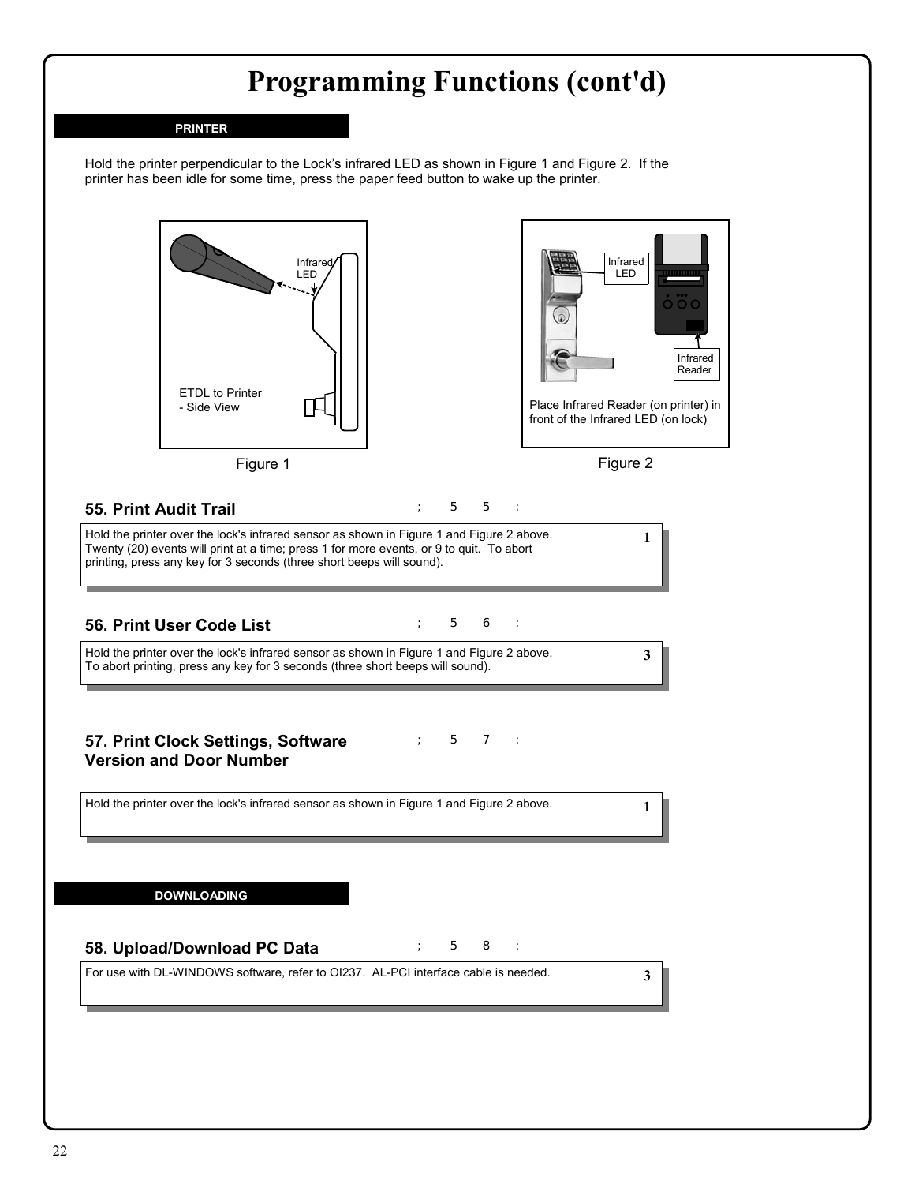# Programming Functions (cont'd)

**PRINTER**

Hold the printer perpendicular to the Lock's infrared LED as shown in Figure 1 and Figure 2. If the printer has been idle for some time, press the paper feed button to wake up the printer.

Infrared LED

ETDL to Printer - Side View

Figure 1

Infrared LED

Infrared Reader

Place Infrared Reader (on printer) in front of the Infrared LED (on lock)

Figure 2

## 55. Print Audit Trail

; 5 5 :

Hold the printer over the lock's infrared sensor as shown in Figure 1 and Figure 2 above. Twenty (20) events will print at a time; press 1 for more events, or 9 to quit. To abort printing, press any key for 3 seconds (three short beeps will sound).

**1**

## 56. Print User Code List

; 5 6 :

Hold the printer over the lock's infrared sensor as shown in Figure 1 and Figure 2 above. To abort printing, press any key for 3 seconds (three short beeps will sound).

**3**

## 57. Print Clock Settings, Software Version and Door Number

; 5 7 :

Hold the printer over the lock's infrared sensor as shown in Figure 1 and Figure 2 above.

**1**

**DOWNLOADING**

## 58. Upload/Download PC Data

; 5 8 :

For use with DL-WINDOWS software, refer to OI237. AL-PCI interface cable is needed.

**3**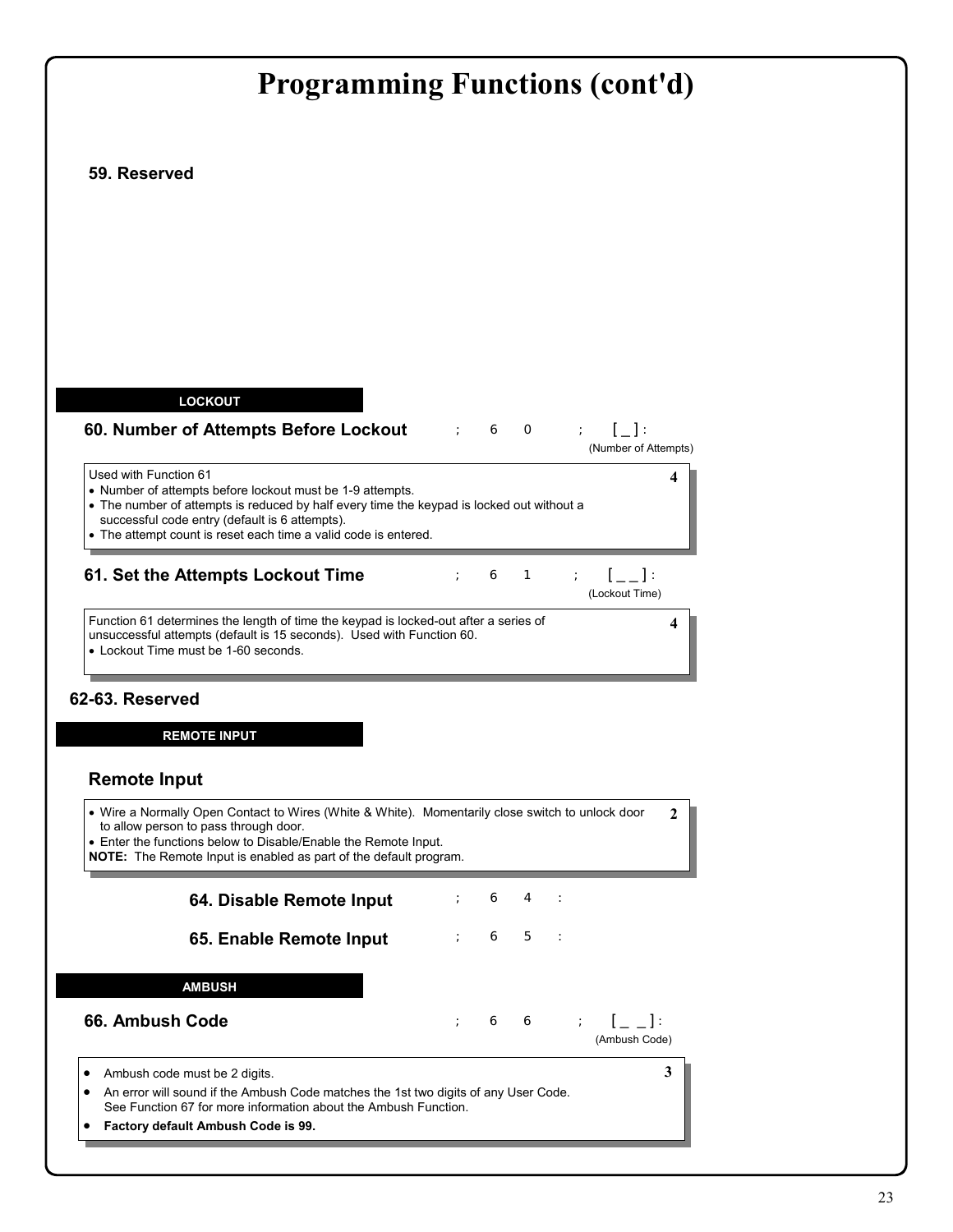# Programming Functions (cont'd)

### 59. Reserved

**LOCKOUT**

### 60. Number of Attempts Before Lockout

; 6 0 ; [ _ ] :
(Number of Attempts)

Used with Function 61 **4**

- Number of attempts before lockout must be 1-9 attempts.
- The number of attempts is reduced by half every time the keypad is locked out without a successful code entry (default is 6 attempts).
- The attempt count is reset each time a valid code is entered.

### 61. Set the Attempts Lockout Time

; 6 1 ; [ _ _ ] :
(Lockout Time)

Function 61 determines the length of time the keypad is locked-out after a series of unsuccessful attempts (default is 15 seconds). Used with Function 60. **4**

- Lockout Time must be 1-60 seconds.

### 62-63. Reserved

**REMOTE INPUT**

### Remote Input

- Wire a Normally Open Contact to Wires (White & White). Momentarily close switch to unlock door to allow person to pass through door. **2**
- Enter the functions below to Disable/Enable the Remote Input.

**NOTE:** The Remote Input is enabled as part of the default program.

**64. Disable Remote Input** ; 6 4 :

**65. Enable Remote Input** ; 6 5 :

**AMBUSH**

### 66. Ambush Code

; 6 6 ; [ _ _ ] :
(Ambush Code)

**3**

- Ambush code must be 2 digits.
- An error will sound if the Ambush Code matches the 1st two digits of any User Code. See Function 67 for more information about the Ambush Function.
- **Factory default Ambush Code is 99.**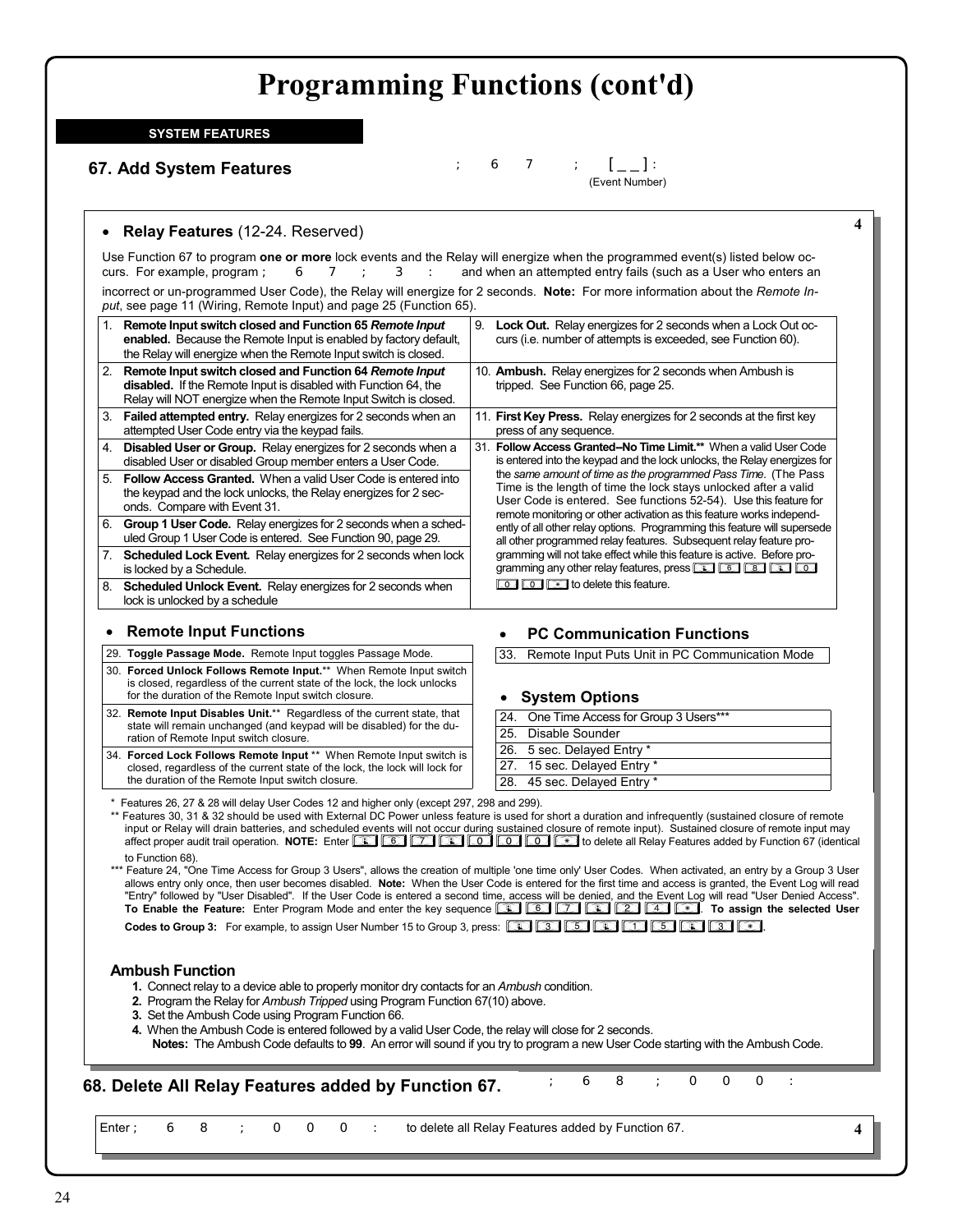# Programming Functions (cont'd)

**SYSTEM FEATURES**

## 67. Add System Features

; 6 7 ; [ _ _ ] :
(Event Number)

4

- **Relay Features** (12-24. Reserved)

Use Function 67 to program **one or more** lock events and the Relay will energize when the programmed event(s) listed below occurs. For example, program ; 6 7 ; 3 : and when an attempted entry fails (such as a User who enters an incorrect or un-programmed User Code), the Relay will energize for 2 seconds. **Note:** For more information about the *Remote Input*, see page 11 (Wiring, Remote Input) and page 25 (Function 65).

| | |
|---|---|
| 1. **Remote Input switch closed and Function 65 *Remote Input* enabled.** Because the Remote Input is enabled by factory default, the Relay will energize when the Remote Input switch is closed. | 9. **Lock Out.** Relay energizes for 2 seconds when a Lock Out occurs (i.e. number of attempts is exceeded, see Function 60). |
| 2. **Remote Input switch closed and Function 64 *Remote Input* disabled.** If the Remote Input is disabled with Function 64, the Relay will NOT energize when the Remote Input Switch is closed. | 10. **Ambush.** Relay energizes for 2 seconds when Ambush is tripped. See Function 66, page 25. |
| 3. **Failed attempted entry.** Relay energizes for 2 seconds when an attempted User Code entry via the keypad fails. | 11. **First Key Press.** Relay energizes for 2 seconds at the first key press of any sequence. |
| 4. **Disabled User or Group.** Relay energizes for 2 seconds when a disabled User or disabled Group member enters a User Code. | 31. **Follow Access Granted--No Time Limit.\*\*** When a valid User Code is entered into the keypad and the lock unlocks, the Relay energizes for the *same amount of time as the programmed Pass Time*. (The Pass Time is the length of time the lock stays unlocked after a valid User Code is entered. See functions 52-54). Use this feature for remote monitoring or other activation as this feature works independently of all other relay options. Programming this feature will supersede all other programmed relay features. Subsequent relay feature programming will not take effect while this feature is active. Before programming any other relay features, press ; 6 8 ; 0 0 0 * to delete this feature. |
| 5. **Follow Access Granted.** When a valid User Code is entered into the keypad and the lock unlocks, the Relay energizes for 2 seconds. Compare with Event 31. | |
| 6. **Group 1 User Code.** Relay energizes for 2 seconds when a scheduled Group 1 User Code is entered. See Function 90, page 29. | |
| 7. **Scheduled Lock Event.** Relay energizes for 2 seconds when lock is locked by a Schedule. | |
| 8. **Scheduled Unlock Event.** Relay energizes for 2 seconds when lock is unlocked by a schedule | |

- **Remote Input Functions**

| |
|---|
| 29. **Toggle Passage Mode.** Remote Input toggles Passage Mode. |
| 30. **Forced Unlock Follows Remote Input.**\*\* When Remote Input switch is closed, regardless of the current state of the lock, the lock unlocks for the duration of the Remote Input switch closure. |
| 32. **Remote Input Disables Unit.**\*\* Regardless of the current state, that state will remain unchanged (and keypad will be disabled) for the duration of Remote Input switch closure. |
| 34. **Forced Lock Follows Remote Input** \*\* When Remote Input switch is closed, regardless of the current state of the lock, the lock will lock for the duration of the Remote Input switch closure. |

- **PC Communication Functions**

| |
|---|
| 33. Remote Input Puts Unit in PC Communication Mode |

- **System Options**

| |
|---|
| 24. One Time Access for Group 3 Users\*\*\* |
| 25. Disable Sounder |
| 26. 5 sec. Delayed Entry \* |
| 27. 15 sec. Delayed Entry \* |
| 28. 45 sec. Delayed Entry \* |

\* Features 26, 27 & 28 will delay User Codes 12 and higher only (except 297, 298 and 299).

\*\* Features 30, 31 & 32 should be used with External DC Power unless feature is used for short a duration and infrequently (sustained closure of remote input or Relay will drain batteries, and scheduled events will not occur during sustained closure of remote input). Sustained closure of remote input may affect proper audit trail operation. **NOTE:** Enter ; ; 6 7 ; 0 0 0 * to delete all Relay Features added by Function 67 (identical to Function 68).

\*\*\* Feature 24, "One Time Access for Group 3 Users", allows the creation of multiple 'one time only' User Codes. When activated, an entry by a Group 3 User allows entry only once, then user becomes disabled. **Note:** When the User Code is entered for the first time and access is granted, the Event Log will read "Entry" followed by "User Disabled". If the User Code is entered a second time, access will be denied, and the Event Log will read "User Denied Access". **To Enable the Feature:** Enter Program Mode and enter the key sequence ; 6 7 ; 2 4 *. **To assign the selected User Codes to Group 3:** For example, to assign User Number 15 to Group 3, press: ; 3 5 ; 1 5 ; 3 *.

### Ambush Function

1. Connect relay to a device able to properly monitor dry contacts for an *Ambush* condition.
2. Program the Relay for *Ambush Tripped* using Program Function 67(10) above.
3. Set the Ambush Code using Program Function 66.
4. When the Ambush Code is entered followed by a valid User Code, the relay will close for 2 seconds.
   **Notes:** The Ambush Code defaults to **99**. An error will sound if you try to program a new User Code starting with the Ambush Code.

## 68. Delete All Relay Features added by Function 67.

; 6 8 ; 0 0 0 :

Enter ; 6 8 ; 0 0 0 : to delete all Relay Features added by Function 67.

4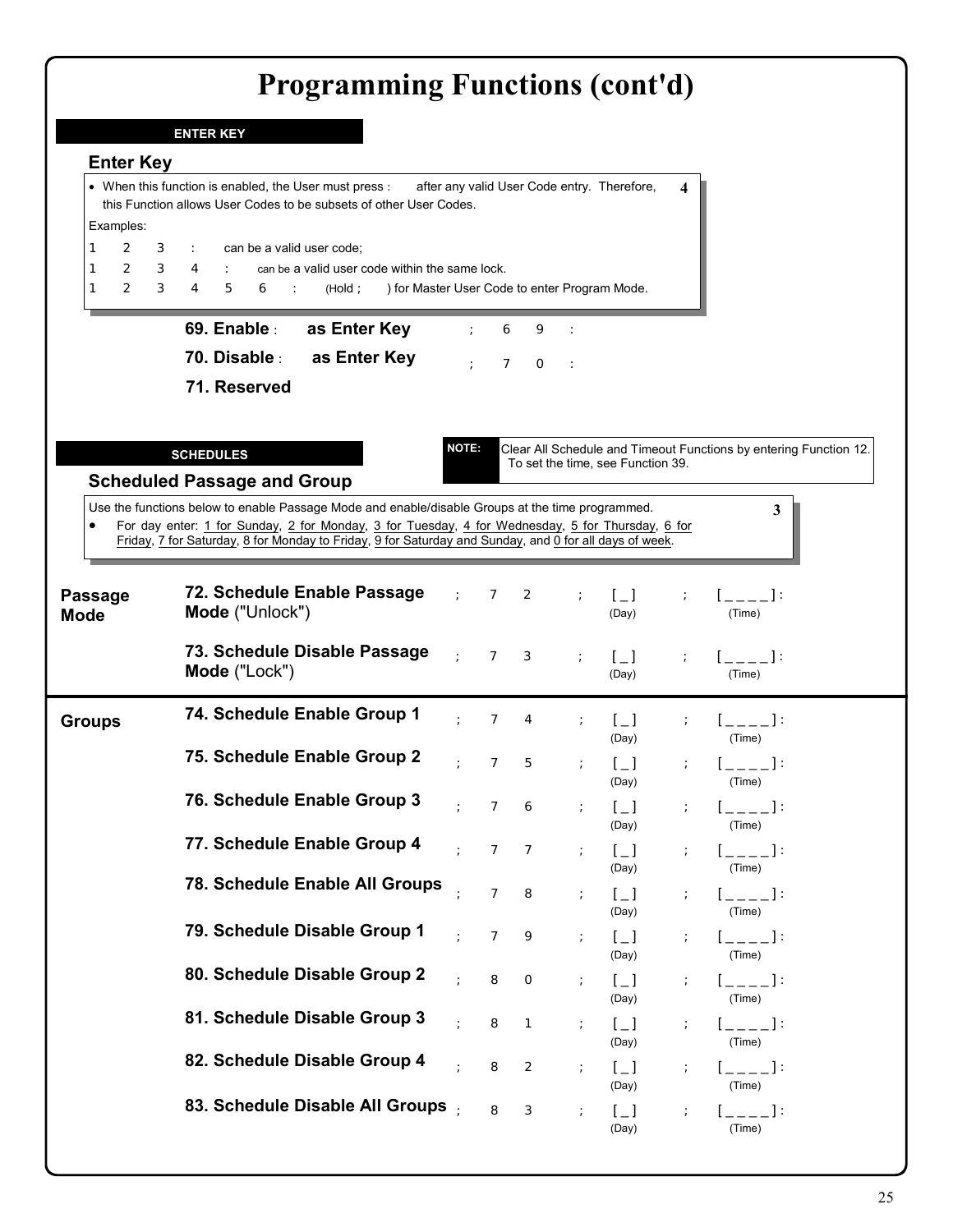# Programming Functions (cont'd)

**ENTER KEY**

## Enter Key

- When this function is enabled, the User must press : after any valid User Code entry. Therefore, this Function allows User Codes to be subsets of other User Codes. **4**

Examples:

1 2 3 : can be a valid user code;

1 2 3 4 : can be a valid user code within the same lock.

1 2 3 4 5 6 : (Hold ; ) for Master User Code to enter Program Mode.

**69. Enable : as Enter Key** ; 6 9 :

**70. Disable : as Enter Key** ; 7 0 :

**71. Reserved**

**SCHEDULES**

**NOTE:** Clear All Schedule and Timeout Functions by entering Function 12. To set the time, see Function 39.

## Scheduled Passage and Group

Use the functions below to enable Passage Mode and enable/disable Groups at the time programmed. **3**

- For day enter: 1 for Sunday, 2 for Monday, 3 for Tuesday, 4 for Wednesday, 5 for Thursday, 6 for Friday, 7 for Saturday, 8 for Monday to Friday, 9 for Saturday and Sunday, and 0 for all days of week.

| | Function | Entry |
|---|---|---|
| **Passage Mode** | **72. Schedule Enable Passage Mode** ("Unlock") | ; 7 2 ; [ _ ] (Day) ; [ _ _ _ _ ] : (Time) |
| | **73. Schedule Disable Passage Mode** ("Lock") | ; 7 3 ; [ _ ] (Day) ; [ _ _ _ _ ] : (Time) |
| **Groups** | **74. Schedule Enable Group 1** | ; 7 4 ; [ _ ] (Day) ; [ _ _ _ _ ] : (Time) |
| | **75. Schedule Enable Group 2** | ; 7 5 ; [ _ ] (Day) ; [ _ _ _ _ ] : (Time) |
| | **76. Schedule Enable Group 3** | ; 7 6 ; [ _ ] (Day) ; [ _ _ _ _ ] : (Time) |
| | **77. Schedule Enable Group 4** | ; 7 7 ; [ _ ] (Day) ; [ _ _ _ _ ] : (Time) |
| | **78. Schedule Enable All Groups** | ; 7 8 ; [ _ ] (Day) ; [ _ _ _ _ ] : (Time) |
| | **79. Schedule Disable Group 1** | ; 7 9 ; [ _ ] (Day) ; [ _ _ _ _ ] : (Time) |
| | **80. Schedule Disable Group 2** | ; 8 0 ; [ _ ] (Day) ; [ _ _ _ _ ] : (Time) |
| | **81. Schedule Disable Group 3** | ; 8 1 ; [ _ ] (Day) ; [ _ _ _ _ ] : (Time) |
| | **82. Schedule Disable Group 4** | ; 8 2 ; [ _ ] (Day) ; [ _ _ _ _ ] : (Time) |
| | **83. Schedule Disable All Groups** | ; 8 3 ; [ _ ] (Day) ; [ _ _ _ _ ] : (Time) |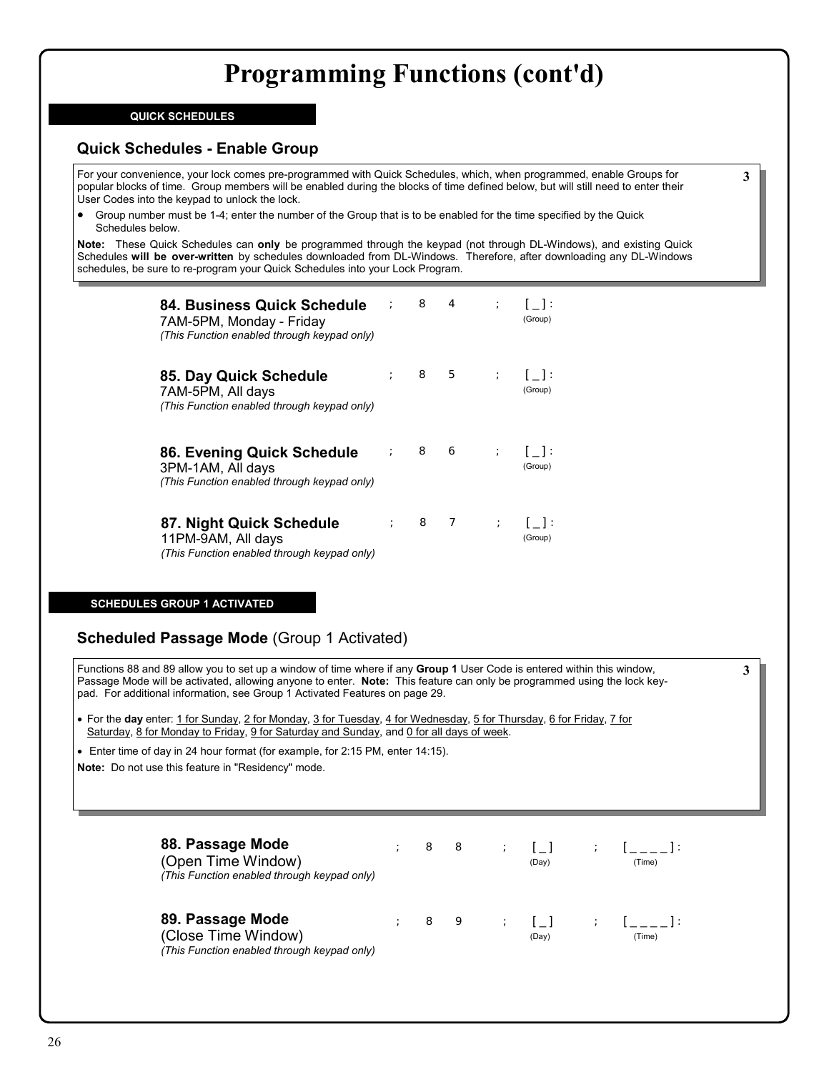# Programming Functions (cont'd)

**QUICK SCHEDULES**

## Quick Schedules - Enable Group

For your convenience, your lock comes pre-programmed with Quick Schedules, which, when programmed, enable Groups for popular blocks of time. Group members will be enabled during the blocks of time defined below, but will still need to enter their User Codes into the keypad to unlock the lock.

3

- Group number must be 1-4; enter the number of the Group that is to be enabled for the time specified by the Quick Schedules below.

**Note:** These Quick Schedules can **only** be programmed through the keypad (not through DL-Windows), and existing Quick Schedules **will be over-written** by schedules downloaded from DL-Windows. Therefore, after downloading any DL-Windows schedules, be sure to re-program your Quick Schedules into your Lock Program.

**84. Business Quick Schedule**
7AM-5PM, Monday - Friday
*(This Function enabled through keypad only)*

; 8 4 ; [ _ ] : (Group)

**85. Day Quick Schedule**
7AM-5PM, All days
*(This Function enabled through keypad only)*

; 8 5 ; [ _ ] : (Group)

**86. Evening Quick Schedule**
3PM-1AM, All days
*(This Function enabled through keypad only)*

; 8 6 ; [ _ ] : (Group)

**87. Night Quick Schedule**
11PM-9AM, All days
*(This Function enabled through keypad only)*

; 8 7 ; [ _ ] : (Group)

**SCHEDULES GROUP 1 ACTIVATED**

## Scheduled Passage Mode (Group 1 Activated)

Functions 88 and 89 allow you to set up a window of time where if any **Group 1** User Code is entered within this window, Passage Mode will be activated, allowing anyone to enter. **Note:** This feature can only be programmed using the lock keypad. For additional information, see Group 1 Activated Features on page 29.

3

- For the **day** enter: 1 for Sunday, 2 for Monday, 3 for Tuesday, 4 for Wednesday, 5 for Thursday, 6 for Friday, 7 for Saturday, 8 for Monday to Friday, 9 for Saturday and Sunday, and 0 for all days of week.
- Enter time of day in 24 hour format (for example, for 2:15 PM, enter 14:15).

**Note:** Do not use this feature in "Residency" mode.

**88. Passage Mode**
(Open Time Window)
*(This Function enabled through keypad only)*

; 8 8 ; [ _ ] (Day) ; [ _ _ _ _ ] : (Time)

**89. Passage Mode**
(Close Time Window)
*(This Function enabled through keypad only)*

; 8 9 ; [ _ ] (Day) ; [ _ _ _ _ ] : (Time)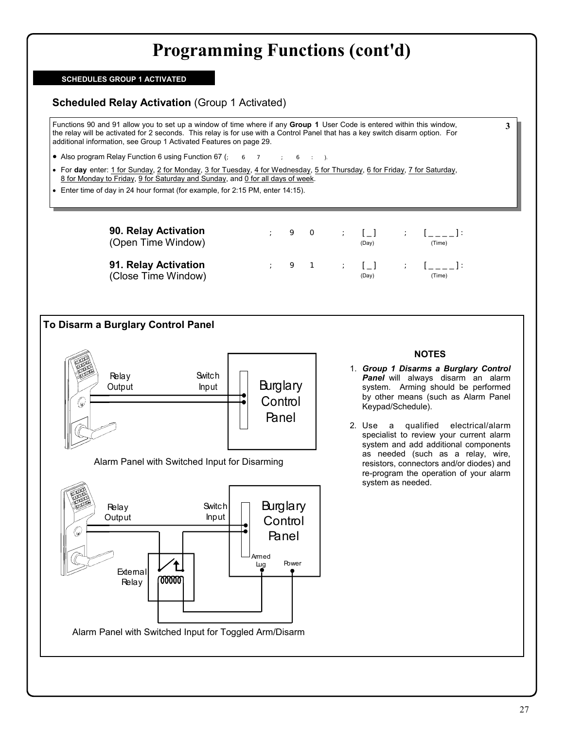# Programming Functions (cont'd)

**SCHEDULES GROUP 1 ACTIVATED**

## Scheduled Relay Activation (Group 1 Activated)

Functions 90 and 91 allow you to set up a window of time where if any **Group 1** User Code is entered within this window, the relay will be activated for 2 seconds. This relay is for use with a Control Panel that has a key switch disarm option. For additional information, see Group 1 Activated Features on page 29.

**3**

- Also program Relay Function 6 using Function 67 (; 6 7 ; 6 : ).
- For **day** enter: 1 for Sunday, 2 for Monday, 3 for Tuesday, 4 for Wednesday, 5 for Thursday, 6 for Friday, 7 for Saturday, 8 for Monday to Friday, 9 for Saturday and Sunday, and 0 for all days of week.
- Enter time of day in 24 hour format (for example, for 2:15 PM, enter 14:15).

**90. Relay Activation** (Open Time Window) ; 9 0 ; [ _ ] (Day) ; [ _ _ _ _ ] : (Time)

**91. Relay Activation** (Close Time Window) ; 9 1 ; [ _ ] (Day) ; [ _ _ _ _ ] : (Time)

### To Disarm a Burglary Control Panel

Relay Output — Switch Input — Burglary Control Panel

Alarm Panel with Switched Input for Disarming

Relay Output — Switch Input — Burglary Control Panel — External Relay — Armed Lug — Power

Alarm Panel with Switched Input for Toggled Arm/Disarm

**NOTES**

1. ***Group 1 Disarms a Burglary Control Panel*** will always disarm an alarm system. Arming should be performed by other means (such as Alarm Panel Keypad/Schedule).
2. Use a qualified electrical/alarm specialist to review your current alarm system and add additional components as needed (such as a relay, wire, resistors, connectors and/or diodes) and re-program the operation of your alarm system as needed.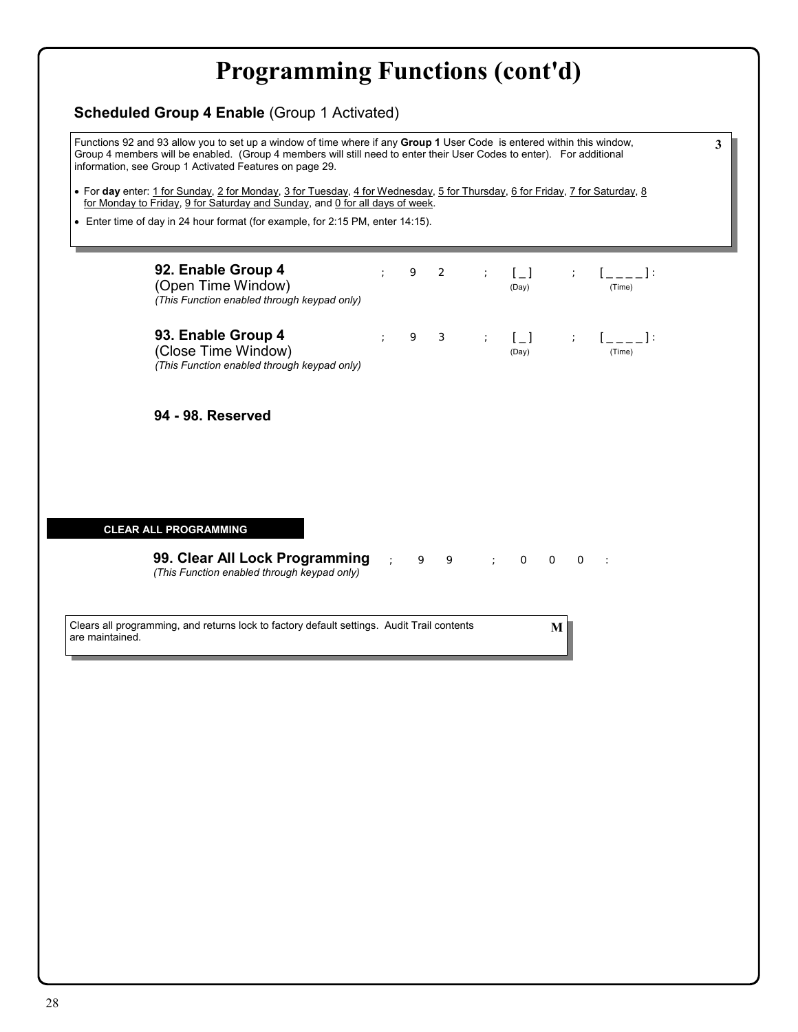# Programming Functions (cont'd)

## Scheduled Group 4 Enable (Group 1 Activated)

Functions 92 and 93 allow you to set up a window of time where if any **Group 1** User Code is entered within this window, Group 4 members will be enabled. (Group 4 members will still need to enter their User Codes to enter). For additional information, see Group 1 Activated Features on page 29.

**3**

- For **day** enter: 1 for Sunday, 2 for Monday, 3 for Tuesday, 4 for Wednesday, 5 for Thursday, 6 for Friday, 7 for Saturday, 8 for Monday to Friday, 9 for Saturday and Sunday, and 0 for all days of week.
- Enter time of day in 24 hour format (for example, for 2:15 PM, enter 14:15).

**92. Enable Group 4**
(Open Time Window)
*(This Function enabled through keypad only)*

; 9 2 ; [ _ ] (Day) ; [ _ _ _ _ ] (Time) :

**93. Enable Group 4**
(Close Time Window)
*(This Function enabled through keypad only)*

; 9 3 ; [ _ ] (Day) ; [ _ _ _ _ ] (Time) :

**94 - 98. Reserved**

### CLEAR ALL PROGRAMMING

**99. Clear All Lock Programming**
*(This Function enabled through keypad only)*

; 9 9 ; 0 0 0 :

Clears all programming, and returns lock to factory default settings. Audit Trail contents are maintained.

**M**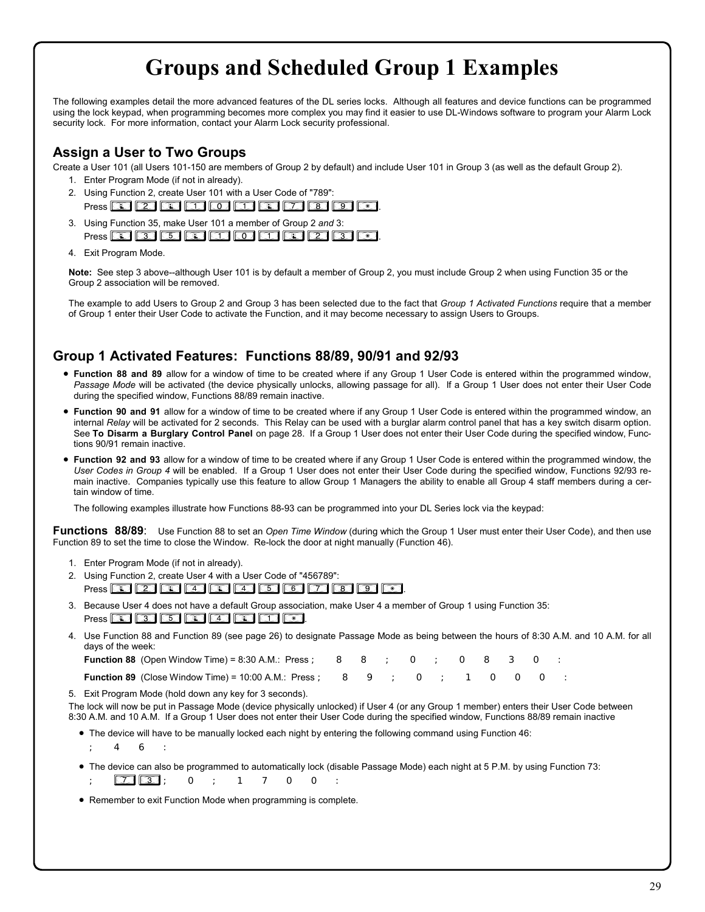# Groups and Scheduled Group 1 Examples

The following examples detail the more advanced features of the DL series locks. Although all features and device functions can be programmed using the lock keypad, when programming becomes more complex you may find it easier to use DL-Windows software to program your Alarm Lock security lock. For more information, contact your Alarm Lock security professional.

## Assign a User to Two Groups

Create a User 101 (all Users 101-150 are members of Group 2 by default) and include User 101 in Group 3 (as well as the default Group 2).

1. Enter Program Mode (if not in already).
2. Using Function 2, create User 101 with a User Code of "789":
   Press [⇂] [2] [⇂] [1] [0] [1] [⇂] [7] [8] [9] [*].
3. Using Function 35, make User 101 a member of Group 2 *and* 3:
   Press [⇂] [3] [5] [⇂] [1] [0] [1] [⇂] [2] [3] [*].
4. Exit Program Mode.

**Note:** See step 3 above--although User 101 is by default a member of Group 2, you must include Group 2 when using Function 35 or the Group 2 association will be removed.

The example to add Users to Group 2 and Group 3 has been selected due to the fact that *Group 1 Activated Functions* require that a member of Group 1 enter their User Code to activate the Function, and it may become necessary to assign Users to Groups.

## Group 1 Activated Features: Functions 88/89, 90/91 and 92/93

- **Function 88 and 89** allow for a window of time to be created where if any Group 1 User Code is entered within the programmed window, *Passage Mode* will be activated (the device physically unlocks, allowing passage for all). If a Group 1 User does not enter their User Code during the specified window, Functions 88/89 remain inactive.
- **Function 90 and 91** allow for a window of time to be created where if any Group 1 User Code is entered within the programmed window, an internal *Relay* will be activated for 2 seconds. This Relay can be used with a burglar alarm control panel that has a key switch disarm option. See **To Disarm a Burglary Control Panel** on page 28. If a Group 1 User does not enter their User Code during the specified window, Functions 90/91 remain inactive.
- **Function 92 and 93** allow for a window of time to be created where if any Group 1 User Code is entered within the programmed window, the *User Codes in Group 4* will be enabled. If a Group 1 User does not enter their User Code during the specified window, Functions 92/93 remain inactive. Companies typically use this feature to allow Group 1 Managers the ability to enable all Group 4 staff members during a certain window of time.

  The following examples illustrate how Functions 88-93 can be programmed into your DL Series lock via the keypad:

**Functions 88/89**: Use Function 88 to set an *Open Time Window* (during which the Group 1 User must enter their User Code), and then use Function 89 to set the time to close the Window. Re-lock the door at night manually (Function 46).

1. Enter Program Mode (if not in already).
2. Using Function 2, create User 4 with a User Code of "456789":
   Press [⇂] [2] [⇂] [4] [⇂] [4] [5] [6] [7] [8] [9] [*].
3. Because User 4 does not have a default Group association, make User 4 a member of Group 1 using Function 35:
   Press [⇂] [3] [5] [⇂] [4] [⇂] [1] [*].
4. Use Function 88 and Function 89 (see page 26) to designate Passage Mode as being between the hours of 8:30 A.M. and 10 A.M. for all days of the week:
   **Function 88** (Open Window Time) = 8:30 A.M.: Press ; 8 8 ; 0 ; 0 8 3 0 :
   **Function 89** (Close Window Time) = 10:00 A.M.: Press ; 8 9 ; 0 ; 1 0 0 0 :
5. Exit Program Mode (hold down any key for 3 seconds).

The lock will now be put in Passage Mode (device physically unlocked) if User 4 (or any Group 1 member) enters their User Code between 8:30 A.M. and 10 A.M. If a Group 1 User does not enter their User Code during the specified window, Functions 88/89 remain inactive

- The device will have to be manually locked each night by entering the following command using Function 46:
  ; 4 6 :
- The device can also be programmed to automatically lock (disable Passage Mode) each night at 5 P.M. by using Function 73:
  ; [7] [3] ; 0 ; 1 7 0 0 :
- Remember to exit Function Mode when programming is complete.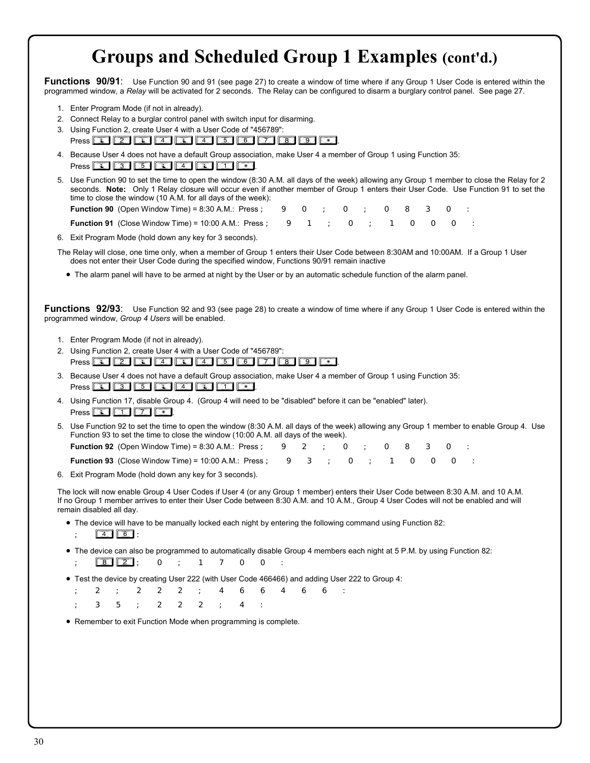# Groups and Scheduled Group 1 Examples (cont'd.)

**Functions 90/91**: Use Function 90 and 91 (see page 27) to create a window of time where if any Group 1 User Code is entered within the programmed window, a *Relay* will be activated for 2 seconds. The Relay can be configured to disarm a burglary control panel. See page 27.

1. Enter Program Mode (if not in already).
2. Connect Relay to a burglar control panel with switch input for disarming.
3. Using Function 2, create User 4 with a User Code of "456789":
   Press [*] [2] [*] [4] [*] [4] [5] [6] [7] [8] [9] [*].
4. Because User 4 does not have a default Group association, make User 4 a member of Group 1 using Function 35:
   Press [*] [3] [5] [*] [4] [*] [1] [*].
5. Use Function 90 to set the time to open the window (8:30 A.M. all days of the week) allowing any Group 1 member to close the Relay for 2 seconds. **Note:** Only 1 Relay closure will occur even if another member of Group 1 enters their User Code. Use Function 91 to set the time to close the window (10 A.M. for all days of the week):
   **Function 90** (Open Window Time) = 8:30 A.M.: Press ; 9 0 ; 0 ; 0 8 3 0 :
   **Function 91** (Close Window Time) = 10:00 A.M.: Press ; 9 1 ; 0 ; 1 0 0 0 :
6. Exit Program Mode (hold down any key for 3 seconds).

The Relay will close, one time only, when a member of Group 1 enters their User Code between 8:30AM and 10:00AM. If a Group 1 User does not enter their User Code during the specified window, Functions 90/91 remain inactive

- The alarm panel will have to be armed at night by the User or by an automatic schedule function of the alarm panel.

**Functions 92/93**: Use Function 92 and 93 (see page 28) to create a window of time where if any Group 1 User Code is entered within the programmed window, *Group 4 Users* will be enabled.

1. Enter Program Mode (if not in already).
2. Using Function 2, create User 4 with a User Code of "456789":
   Press [*] [2] [*] [4] [*] [4] [5] [6] [7] [8] [9] [*].
3. Because User 4 does not have a default Group association, make User 4 a member of Group 1 using Function 35:
   Press [*] [3] [5] [*] [4] [*] [1] [*].
4. Using Function 17, disable Group 4. (Group 4 will need to be "disabled" before it can be "enabled" later).
   Press [*] [1] [7] [*].
5. Use Function 92 to set the time to open the window (8:30 A.M. all days of the week) allowing any Group 1 member to enable Group 4. Use Function 93 to set the time to close the window (10:00 A.M. all days of the week).
   **Function 92** (Open Window Time) = 8:30 A.M.: Press ; 9 2 ; 0 ; 0 8 3 0 :
   **Function 93** (Close Window Time) = 10:00 A.M.: Press ; 9 3 ; 0 ; 1 0 0 0 :
6. Exit Program Mode (hold down any key for 3 seconds).

The lock will now enable Group 4 User Codes if User 4 (or any Group 1 member) enters their User Code between 8:30 A.M. and 10 A.M. If no Group 1 member arrives to enter their User Code between 8:30 A.M. and 10 A.M., Group 4 User Codes will not be enabled and will remain disabled all day.

- The device will have to be manually locked each night by entering the following command using Function 82:
  ; [4] [6] :
- The device can also be programmed to automatically disable Group 4 members each night at 5 P.M. by using Function 82:
  ; [8] [2] ; 0 ; 1 7 0 0 :
- Test the device by creating User 222 (with User Code 466466) and adding User 222 to Group 4:
  ; 2 ; 2 2 2 ; 4 6 6 4 6 6 :
  ; 3 5 ; 2 2 2 ; 4 :
- Remember to exit Function Mode when programming is complete.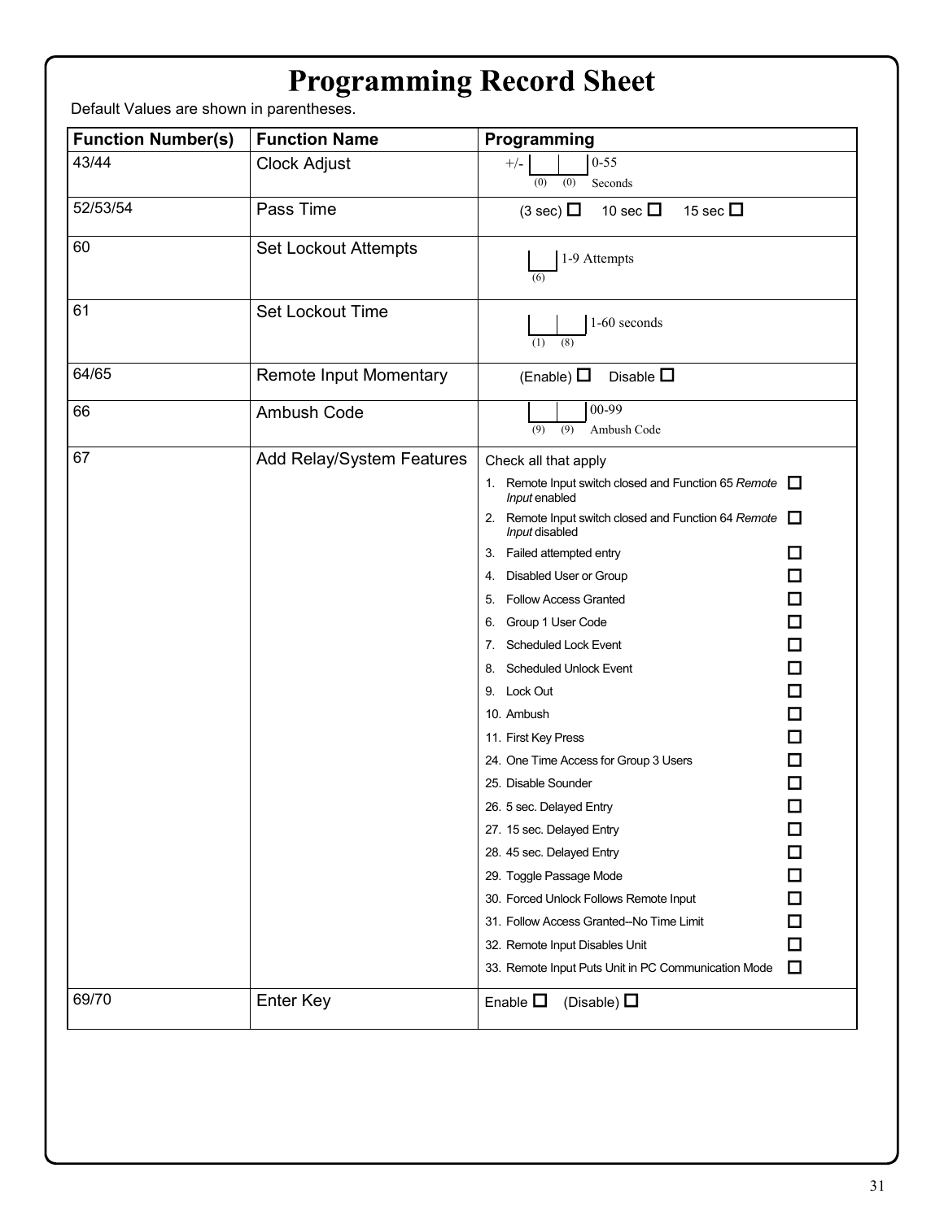# Programming Record Sheet

Default Values are shown in parentheses.

| Function Number(s) | Function Name | Programming |
|---|---|---|
| 43/44 | Clock Adjust | +/- [ (0) ] [ (0) ] 0-55 Seconds |
| 52/53/54 | Pass Time | (3 sec) ☐ 10 sec ☐ 15 sec ☐ |
| 60 | Set Lockout Attempts | [ (6) ] 1-9 Attempts |
| 61 | Set Lockout Time | [ (1) ] [ (8) ] 1-60 seconds |
| 64/65 | Remote Input Momentary | (Enable) ☐ Disable ☐ |
| 66 | Ambush Code | [ (9) ] [ (9) ] 00-99 Ambush Code |
| 67 | Add Relay/System Features | Check all that apply<br>1. Remote Input switch closed and Function 65 *Remote Input* enabled ☐<br>2. Remote Input switch closed and Function 64 *Remote Input* disabled ☐<br>3. Failed attempted entry ☐<br>4. Disabled User or Group ☐<br>5. Follow Access Granted ☐<br>6. Group 1 User Code ☐<br>7. Scheduled Lock Event ☐<br>8. Scheduled Unlock Event ☐<br>9. Lock Out ☐<br>10. Ambush ☐<br>11. First Key Press ☐<br>24. One Time Access for Group 3 Users ☐<br>25. Disable Sounder ☐<br>26. 5 sec. Delayed Entry ☐<br>27. 15 sec. Delayed Entry ☐<br>28. 45 sec. Delayed Entry ☐<br>29. Toggle Passage Mode ☐<br>30. Forced Unlock Follows Remote Input ☐<br>31. Follow Access Granted--No Time Limit ☐<br>32. Remote Input Disables Unit ☐<br>33. Remote Input Puts Unit in PC Communication Mode ☐ |
| 69/70 | Enter Key | Enable ☐ (Disable) ☐ |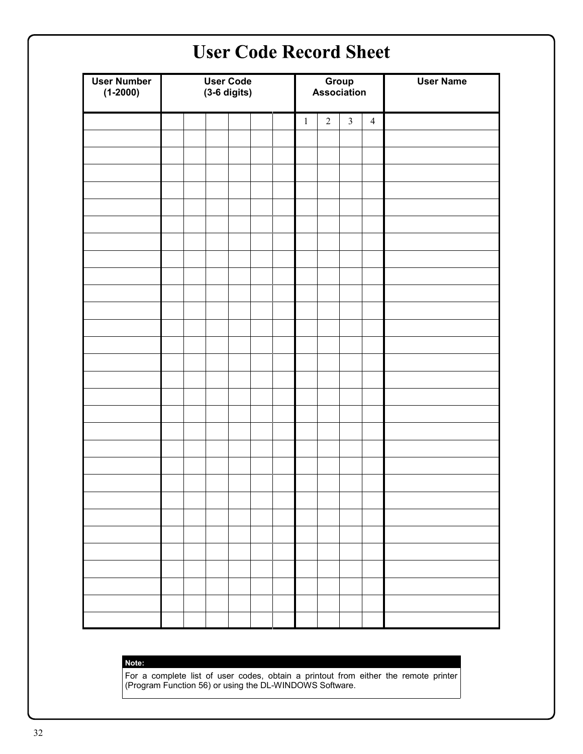# User Code Record Sheet

| User Number (1-2000) | User Code (3-6 digits) | | | | | | Group Association | | | | User Name |
|---|---|---|---|---|---|---|---|---|---|---|---|
| | | | | | | | 1 | 2 | 3 | 4 | |
| | | | | | | | | | | | |
| | | | | | | | | | | | |
| | | | | | | | | | | | |
| | | | | | | | | | | | |
| | | | | | | | | | | | |
| | | | | | | | | | | | |
| | | | | | | | | | | | |
| | | | | | | | | | | | |
| | | | | | | | | | | | |
| | | | | | | | | | | | |
| | | | | | | | | | | | |
| | | | | | | | | | | | |
| | | | | | | | | | | | |
| | | | | | | | | | | | |
| | | | | | | | | | | | |
| | | | | | | | | | | | |
| | | | | | | | | | | | |
| | | | | | | | | | | | |
| | | | | | | | | | | | |
| | | | | | | | | | | | |
| | | | | | | | | | | | |
| | | | | | | | | | | | |
| | | | | | | | | | | | |
| | | | | | | | | | | | |
| | | | | | | | | | | | |
| | | | | | | | | | | | |
| | | | | | | | | | | | |
| | | | | | | | | | | | |
| | | | | | | | | | | | |

**Note:**

For a complete list of user codes, obtain a printout from either the remote printer (Program Function 56) or using the DL-WINDOWS Software.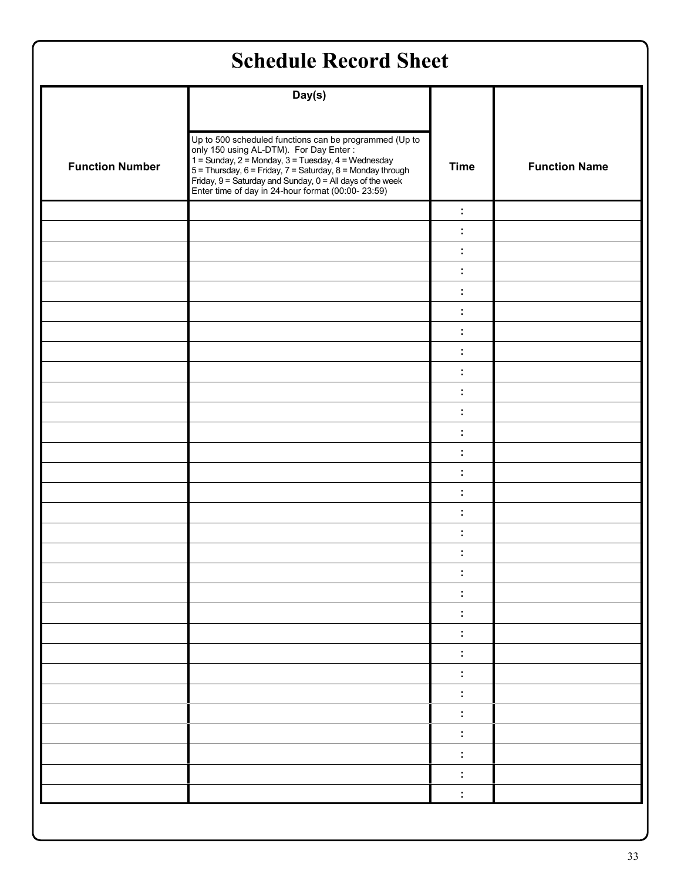# Schedule Record Sheet

| Function Number | Day(s)<br><br>Up to 500 scheduled functions can be programmed (Up to only 150 using AL-DTM). For Day Enter :<br>1 = Sunday, 2 = Monday, 3 = Tuesday, 4 = Wednesday<br>5 = Thursday, 6 = Friday, 7 = Saturday, 8 = Monday through Friday, 9 = Saturday and Sunday, 0 = All days of the week<br>Enter time of day in 24-hour format (00:00- 23:59) | Time | Function Name |
|---|---|---|---|
| | | : | |
| | | : | |
| | | : | |
| | | : | |
| | | : | |
| | | : | |
| | | : | |
| | | : | |
| | | : | |
| | | : | |
| | | : | |
| | | : | |
| | | : | |
| | | : | |
| | | : | |
| | | : | |
| | | : | |
| | | : | |
| | | : | |
| | | : | |
| | | : | |
| | | : | |
| | | : | |
| | | : | |
| | | : | |
| | | : | |
| | | : | |
| | | : | |
| | | : | |
| | | : | |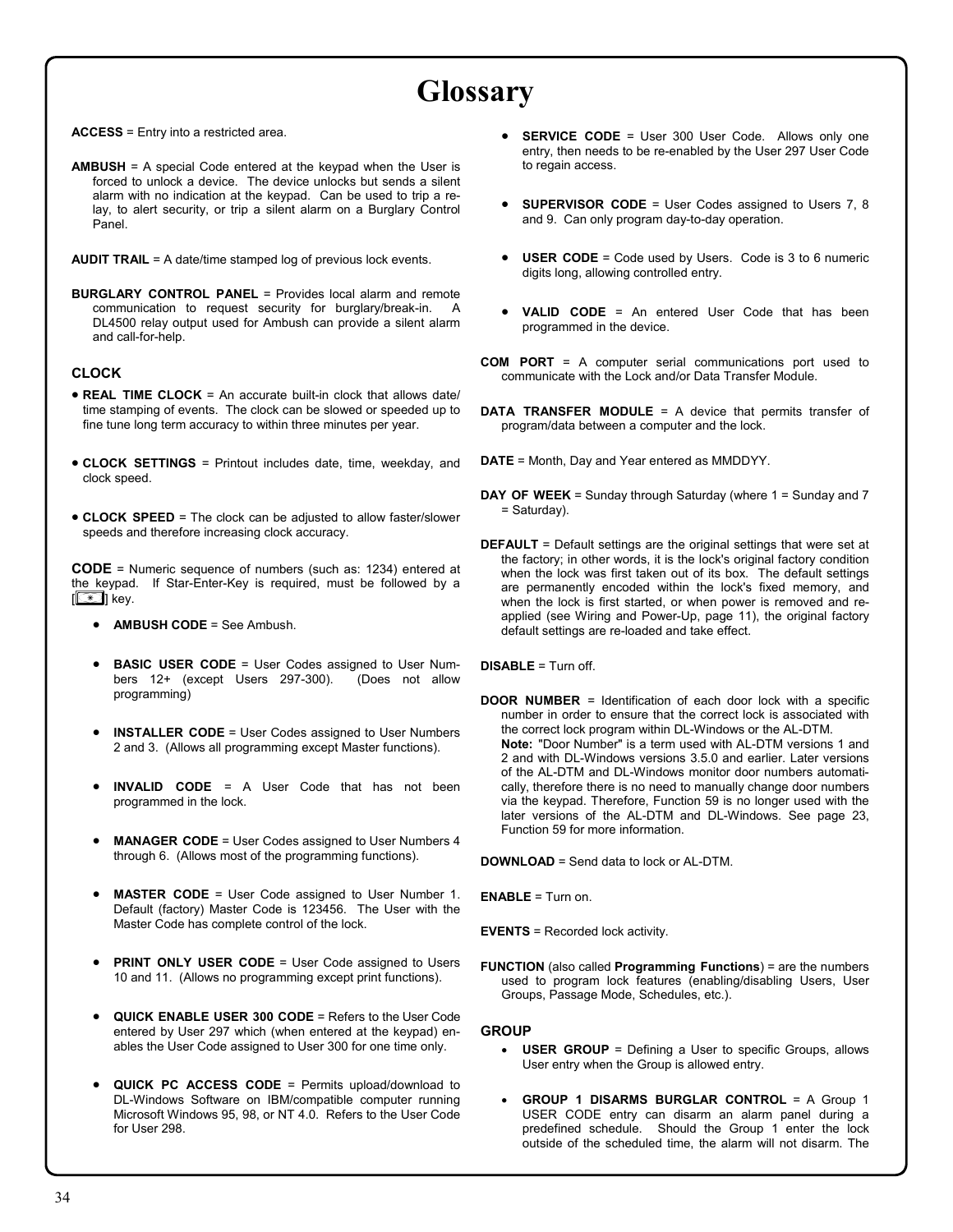# Glossary

**ACCESS** = Entry into a restricted area.

**AMBUSH** = A special Code entered at the keypad when the User is forced to unlock a device. The device unlocks but sends a silent alarm with no indication at the keypad. Can be used to trip a relay, to alert security, or trip a silent alarm on a Burglary Control Panel.

**AUDIT TRAIL** = A date/time stamped log of previous lock events.

**BURGLARY CONTROL PANEL** = Provides local alarm and remote communication to request security for burglary/break-in. A DL4500 relay output used for Ambush can provide a silent alarm and call-for-help.

### CLOCK

- **REAL TIME CLOCK** = An accurate built-in clock that allows date/time stamping of events. The clock can be slowed or speeded up to fine tune long term accuracy to within three minutes per year.
- **CLOCK SETTINGS** = Printout includes date, time, weekday, and clock speed.
- **CLOCK SPEED** = The clock can be adjusted to allow faster/slower speeds and therefore increasing clock accuracy.

**CODE** = Numeric sequence of numbers (such as: 1234) entered at the keypad. If Star-Enter-Key is required, must be followed by a [*] key.

- **AMBUSH CODE** = See Ambush.
- **BASIC USER CODE** = User Codes assigned to User Numbers 12+ (except Users 297-300). (Does not allow programming)
- **INSTALLER CODE** = User Codes assigned to User Numbers 2 and 3. (Allows all programming except Master functions).
- **INVALID CODE** = A User Code that has not been programmed in the lock.
- **MANAGER CODE** = User Codes assigned to User Numbers 4 through 6. (Allows most of the programming functions).
- **MASTER CODE** = User Code assigned to User Number 1. Default (factory) Master Code is 123456. The User with the Master Code has complete control of the lock.
- **PRINT ONLY USER CODE** = User Code assigned to Users 10 and 11. (Allows no programming except print functions).
- **QUICK ENABLE USER 300 CODE** = Refers to the User Code entered by User 297 which (when entered at the keypad) enables the User Code assigned to User 300 for one time only.
- **QUICK PC ACCESS CODE** = Permits upload/download to DL-Windows Software on IBM/compatible computer running Microsoft Windows 95, 98, or NT 4.0. Refers to the User Code for User 298.
- **SERVICE CODE** = User 300 User Code. Allows only one entry, then needs to be re-enabled by the User 297 User Code to regain access.
- **SUPERVISOR CODE** = User Codes assigned to Users 7, 8 and 9. Can only program day-to-day operation.
- **USER CODE** = Code used by Users. Code is 3 to 6 numeric digits long, allowing controlled entry.
- **VALID CODE** = An entered User Code that has been programmed in the device.

**COM PORT** = A computer serial communications port used to communicate with the Lock and/or Data Transfer Module.

**DATA TRANSFER MODULE** = A device that permits transfer of program/data between a computer and the lock.

**DATE** = Month, Day and Year entered as MMDDYY.

**DAY OF WEEK** = Sunday through Saturday (where 1 = Sunday and 7 = Saturday).

**DEFAULT** = Default settings are the original settings that were set at the factory; in other words, it is the lock's original factory condition when the lock was first taken out of its box. The default settings are permanently encoded within the lock's fixed memory, and when the lock is first started, or when power is removed and re-applied (see Wiring and Power-Up, page 11), the original factory default settings are re-loaded and take effect.

**DISABLE** = Turn off.

**DOOR NUMBER** = Identification of each door lock with a specific number in order to ensure that the correct lock is associated with the correct lock program within DL-Windows or the AL-DTM.
**Note:** "Door Number" is a term used with AL-DTM versions 1 and 2 and with DL-Windows versions 3.5.0 and earlier. Later versions of the AL-DTM and DL-Windows monitor door numbers automatically, therefore there is no need to manually change door numbers via the keypad. Therefore, Function 59 is no longer used with the later versions of the AL-DTM and DL-Windows. See page 23, Function 59 for more information.

**DOWNLOAD** = Send data to lock or AL-DTM.

**ENABLE** = Turn on.

**EVENTS** = Recorded lock activity.

**FUNCTION** (also called **Programming Functions**) = are the numbers used to program lock features (enabling/disabling Users, User Groups, Passage Mode, Schedules, etc.).

### GROUP

- **USER GROUP** = Defining a User to specific Groups, allows User entry when the Group is allowed entry.
- **GROUP 1 DISARMS BURGLAR CONTROL** = A Group 1 USER CODE entry can disarm an alarm panel during a predefined schedule. Should the Group 1 enter the lock outside of the scheduled time, the alarm will not disarm. The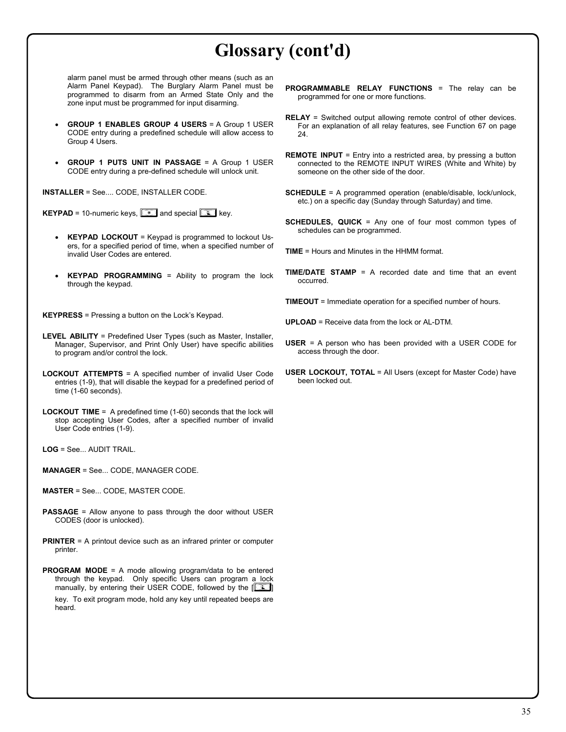# Glossary (cont'd)

alarm panel must be armed through other means (such as an Alarm Panel Keypad). The Burglary Alarm Panel must be programmed to disarm from an Armed State Only and the zone input must be programmed for input disarming.

- **GROUP 1 ENABLES GROUP 4 USERS** = A Group 1 USER CODE entry during a predefined schedule will allow access to Group 4 Users.

- **GROUP 1 PUTS UNIT IN PASSAGE** = A Group 1 USER CODE entry during a pre-defined schedule will unlock unit.

**INSTALLER** = See.... CODE, INSTALLER CODE.

**KEYPAD** = 10-numeric keys, [*] and special [⚿] key.

- **KEYPAD LOCKOUT** = Keypad is programmed to lockout Users, for a specified period of time, when a specified number of invalid User Codes are entered.

- **KEYPAD PROGRAMMING** = Ability to program the lock through the keypad.

**KEYPRESS** = Pressing a button on the Lock's Keypad.

**LEVEL ABILITY** = Predefined User Types (such as Master, Installer, Manager, Supervisor, and Print Only User) have specific abilities to program and/or control the lock.

**LOCKOUT ATTEMPTS** = A specified number of invalid User Code entries (1-9), that will disable the keypad for a predefined period of time (1-60 seconds).

**LOCKOUT TIME** = A predefined time (1-60) seconds that the lock will stop accepting User Codes, after a specified number of invalid User Code entries (1-9).

**LOG** = See... AUDIT TRAIL.

**MANAGER** = See... CODE, MANAGER CODE.

**MASTER** = See... CODE, MASTER CODE.

**PASSAGE** = Allow anyone to pass through the door without USER CODES (door is unlocked).

**PRINTER** = A printout device such as an infrared printer or computer printer.

**PROGRAM MODE** = A mode allowing program/data to be entered through the keypad. Only specific Users can program a lock manually, by entering their USER CODE, followed by the [⚿] key. To exit program mode, hold any key until repeated beeps are heard.

**PROGRAMMABLE RELAY FUNCTIONS** = The relay can be programmed for one or more functions.

**RELAY** = Switched output allowing remote control of other devices. For an explanation of all relay features, see Function 67 on page 24.

**REMOTE INPUT** = Entry into a restricted area, by pressing a button connected to the REMOTE INPUT WIRES (White and White) by someone on the other side of the door.

**SCHEDULE** = A programmed operation (enable/disable, lock/unlock, etc.) on a specific day (Sunday through Saturday) and time.

**SCHEDULES, QUICK** = Any one of four most common types of schedules can be programmed.

**TIME** = Hours and Minutes in the HHMM format.

**TIME/DATE STAMP** = A recorded date and time that an event occurred.

**TIMEOUT** = Immediate operation for a specified number of hours.

**UPLOAD** = Receive data from the lock or AL-DTM.

**USER** = A person who has been provided with a USER CODE for access through the door.

**USER LOCKOUT, TOTAL** = All Users (except for Master Code) have been locked out.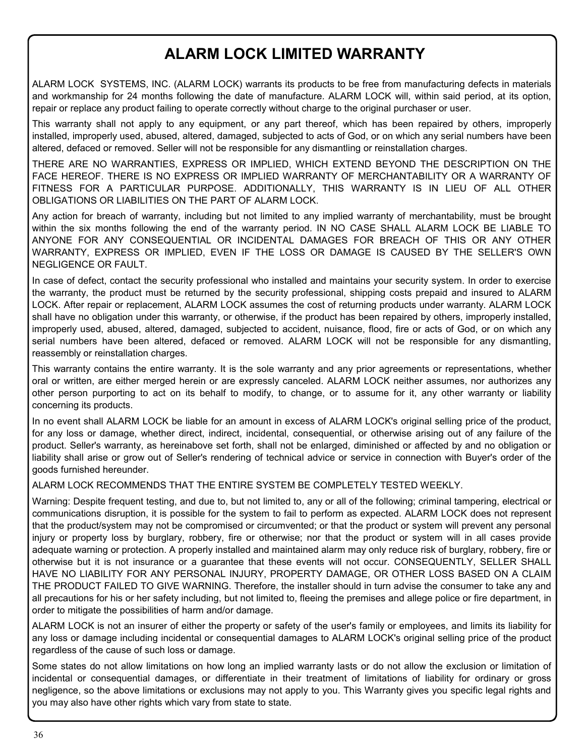# ALARM LOCK LIMITED WARRANTY

ALARM LOCK  SYSTEMS, INC. (ALARM LOCK) warrants its products to be free from manufacturing defects in materials and workmanship for 24 months following the date of manufacture. ALARM LOCK will, within said period, at its option, repair or replace any product failing to operate correctly without charge to the original purchaser or user.

This warranty shall not apply to any equipment, or any part thereof, which has been repaired by others, improperly installed, improperly used, abused, altered, damaged, subjected to acts of God, or on which any serial numbers have been altered, defaced or removed. Seller will not be responsible for any dismantling or reinstallation charges.

THERE ARE NO WARRANTIES, EXPRESS OR IMPLIED, WHICH EXTEND BEYOND THE DESCRIPTION ON THE FACE HEREOF. THERE IS NO EXPRESS OR IMPLIED WARRANTY OF MERCHANTABILITY OR A WARRANTY OF FITNESS FOR A PARTICULAR PURPOSE. ADDITIONALLY, THIS WARRANTY IS IN LIEU OF ALL OTHER OBLIGATIONS OR LIABILITIES ON THE PART OF ALARM LOCK.

Any action for breach of warranty, including but not limited to any implied warranty of merchantability, must be brought within the six months following the end of the warranty period. IN NO CASE SHALL ALARM LOCK BE LIABLE TO ANYONE FOR ANY CONSEQUENTIAL OR INCIDENTAL DAMAGES FOR BREACH OF THIS OR ANY OTHER WARRANTY, EXPRESS OR IMPLIED, EVEN IF THE LOSS OR DAMAGE IS CAUSED BY THE SELLER'S OWN NEGLIGENCE OR FAULT.

In case of defect, contact the security professional who installed and maintains your security system. In order to exercise the warranty, the product must be returned by the security professional, shipping costs prepaid and insured to ALARM LOCK. After repair or replacement, ALARM LOCK assumes the cost of returning products under warranty. ALARM LOCK shall have no obligation under this warranty, or otherwise, if the product has been repaired by others, improperly installed, improperly used, abused, altered, damaged, subjected to accident, nuisance, flood, fire or acts of God, or on which any serial numbers have been altered, defaced or removed. ALARM LOCK will not be responsible for any dismantling, reassembly or reinstallation charges.

This warranty contains the entire warranty. It is the sole warranty and any prior agreements or representations, whether oral or written, are either merged herein or are expressly canceled. ALARM LOCK neither assumes, nor authorizes any other person purporting to act on its behalf to modify, to change, or to assume for it, any other warranty or liability concerning its products.

In no event shall ALARM LOCK be liable for an amount in excess of ALARM LOCK's original selling price of the product, for any loss or damage, whether direct, indirect, incidental, consequential, or otherwise arising out of any failure of the product. Seller's warranty, as hereinabove set forth, shall not be enlarged, diminished or affected by and no obligation or liability shall arise or grow out of Seller's rendering of technical advice or service in connection with Buyer's order of the goods furnished hereunder.

ALARM LOCK RECOMMENDS THAT THE ENTIRE SYSTEM BE COMPLETELY TESTED WEEKLY.

Warning: Despite frequent testing, and due to, but not limited to, any or all of the following; criminal tampering, electrical or communications disruption, it is possible for the system to fail to perform as expected. ALARM LOCK does not represent that the product/system may not be compromised or circumvented; or that the product or system will prevent any personal injury or property loss by burglary, robbery, fire or otherwise; nor that the product or system will in all cases provide adequate warning or protection. A properly installed and maintained alarm may only reduce risk of burglary, robbery, fire or otherwise but it is not insurance or a guarantee that these events will not occur. CONSEQUENTLY, SELLER SHALL HAVE NO LIABILITY FOR ANY PERSONAL INJURY, PROPERTY DAMAGE, OR OTHER LOSS BASED ON A CLAIM THE PRODUCT FAILED TO GIVE WARNING. Therefore, the installer should in turn advise the consumer to take any and all precautions for his or her safety including, but not limited to, fleeing the premises and allege police or fire department, in order to mitigate the possibilities of harm and/or damage.

ALARM LOCK is not an insurer of either the property or safety of the user's family or employees, and limits its liability for any loss or damage including incidental or consequential damages to ALARM LOCK's original selling price of the product regardless of the cause of such loss or damage.

Some states do not allow limitations on how long an implied warranty lasts or do not allow the exclusion or limitation of incidental or consequential damages, or differentiate in their treatment of limitations of liability for ordinary or gross negligence, so the above limitations or exclusions may not apply to you. This Warranty gives you specific legal rights and you may also have other rights which vary from state to state.